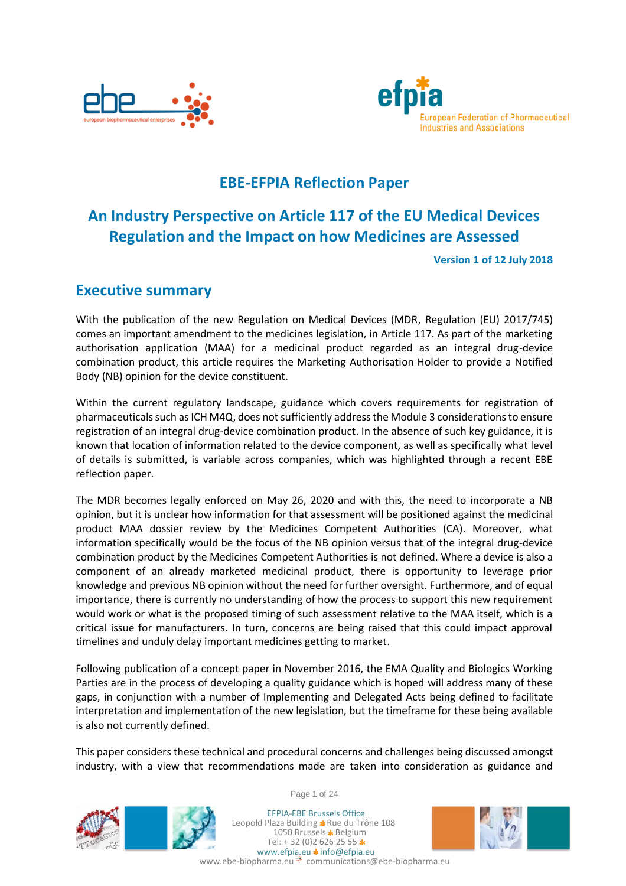# EBE-EFPIA Reflection Paper

## An Industry Perspective on Article 117 of the EU Medical Devices Regulation and the Impact on how Medicines are Assessed

**Version 1 of 12 July 2018**

## Executive summary

With the publication of the new Regulation on Medical Devices (MDR, Regulation (EU) 2017/745) comes an important amendment to the medicines legislation, in Article 117. As part of the marketing authorisation application (MAA) for a medicinal product regarded as an integral drug-device combination product, this article requires the Marketing Authorisation Holder to provide a Notified Body (NB) opinion for the device constituent.

Within the current regulatory landscape, guidance which covers requirements for registration of pharmaceuticals such as ICH M4Q, does not sufficiently address the Module 3 considerations to ensure registration of an integral drug-device combination product. In the absence of such key guidance, it is known that location of information related to the device component, as well as specifically what level of details is submitted, is variable across companies, which was highlighted through a recent EBE reflection paper.

The MDR becomes legally enforced on May 26, 2020 and with this, the need to incorporate a NB opinion, but it is unclear how information for that assessment will be positioned against the medicinal product MAA dossier review by the Medicines Competent Authorities (CA). Moreover, what information specifically would be the focus of the NB opinion versus that of the integral drug-device combination product by the Medicines Competent Authorities is not defined. Where a device is also a component of an already marketed medicinal product, there is opportunity to leverage prior knowledge and previous NB opinion without the need for further oversight. Furthermore, and of equal importance, there is currently no understanding of how the process to support this new requirement would work or what is the proposed timing of such assessment relative to the MAA itself, which is a critical issue for manufacturers. In turn, concerns are being raised that this could impact approval timelines and unduly delay important medicines getting to market.

Following publication of a concept paper in November 2016, the EMA Quality and Biologics Working Parties are in the process of developing a quality guidance which is hoped will address many of these gaps, in conjunction with a number of Implementing and Delegated Acts being defined to facilitate interpretation and implementation of the new legislation, but the timeframe for these being available is also not currently defined.

This paper considers these technical and procedural concerns and challenges being discussed amongst industry, with a view that recommendations made are taken into consideration as guidance and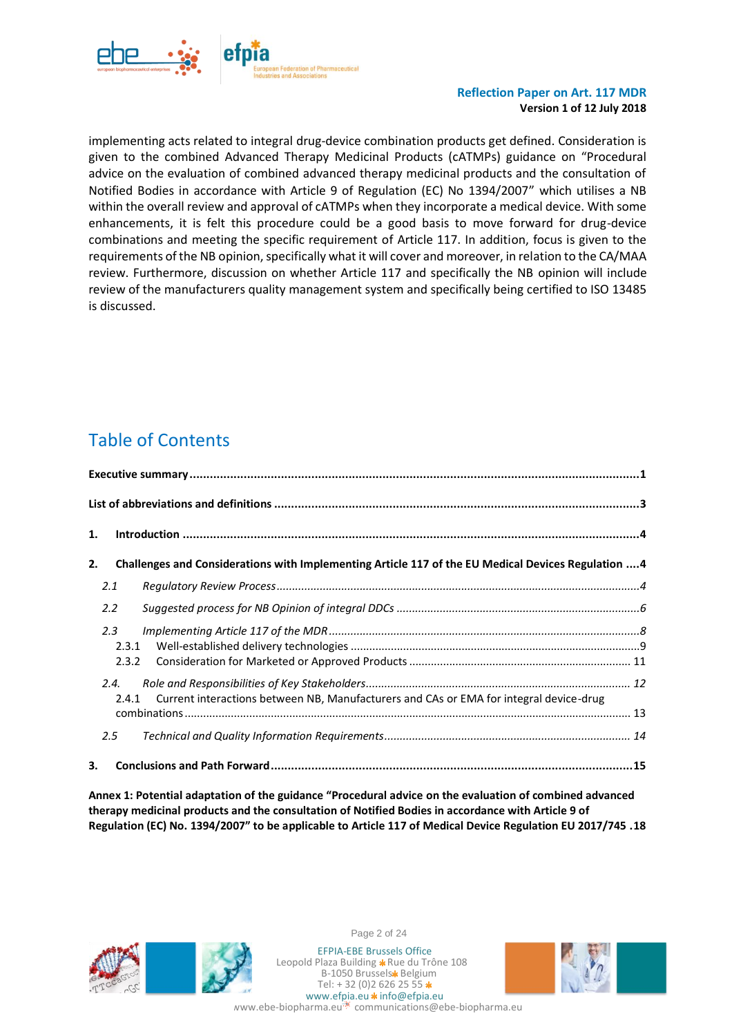implementing acts related to integral drug-device combination products get defined. Consideration is given to the combined Advanced Therapy Medicinal Products (cATMPs) guidance on "Procedural advice on the evaluation of combined advanced therapy medicinal products and the consultation of Notified Bodies in accordance with Article 9 of Regulation (EC) No 1394/2007" which utilises a NB within the overall review and approval of cATMPs when they incorporate a medical device. With some enhancements, it is felt this procedure could be a good basis to move forward for drug-device combinations and meeting the specific requirement of Article 117. In addition, focus is given to the requirements of the NB opinion, specifically what it will cover and moreover, in relation to the CA/MAA review. Furthermore, discussion on whether Article 117 and specifically the NB opinion will include review of the manufacturers quality management system and specifically being certified to ISO 13485 is discussed.

# Table of Contents

**Executive summary** ........................................ **1**

**List of abbreviations and definitions** ........................................ **3**

**1. Introduction** ........................................ **4**

**2. Challenges and Considerations with Implementing Article 117 of the EU Medical Devices Regulation** ....**4**

- *2.1 Regulatory Review Process* ........................................ *4*
- *2.2 Suggested process for NB Opinion of integral DDCs* ........................................ *6*
- *2.3 Implementing Article 117 of the MDR* ........................................ *8*
  - 2.3.1 Well-established delivery technologies ........................................ 9
  - 2.3.2 Consideration for Marketed or Approved Products ........................................ 11
- *2.4. Role and Responsibilities of Key Stakeholders* ........................................ *12*
  - 2.4.1 Current interactions between NB, Manufacturers and CAs or EMA for integral device-drug combinations ........................................ 13
- *2.5 Technical and Quality Information Requirements* ........................................ *14*

**3. Conclusions and Path Forward** ........................................ **15**

**Annex 1: Potential adaptation of the guidance "Procedural advice on the evaluation of combined advanced therapy medicinal products and the consultation of Notified Bodies in accordance with Article 9 of Regulation (EC) No. 1394/2007" to be applicable to Article 117 of Medical Device Regulation EU 2017/745** .**18**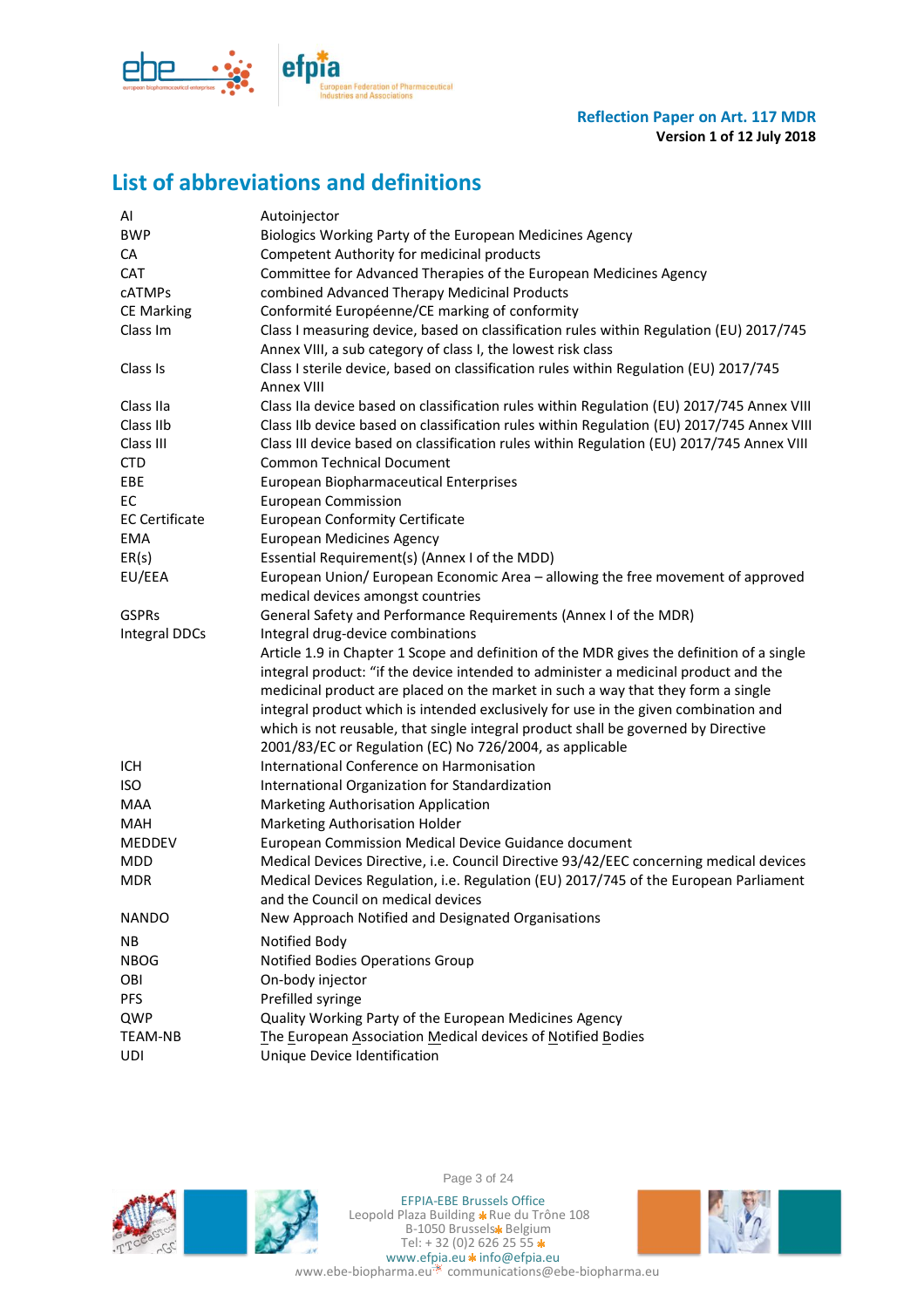## List of abbreviations and definitions

| | |
|---|---|
| AI | Autoinjector |
| BWP | Biologics Working Party of the European Medicines Agency |
| CA | Competent Authority for medicinal products |
| CAT | Committee for Advanced Therapies of the European Medicines Agency |
| cATMPs | combined Advanced Therapy Medicinal Products |
| CE Marking | Conformité Européenne/CE marking of conformity |
| Class Im | Class I measuring device, based on classification rules within Regulation (EU) 2017/745 Annex VIII, a sub category of class I, the lowest risk class |
| Class Is | Class I sterile device, based on classification rules within Regulation (EU) 2017/745 Annex VIII |
| Class IIa | Class IIa device based on classification rules within Regulation (EU) 2017/745 Annex VIII |
| Class IIb | Class IIb device based on classification rules within Regulation (EU) 2017/745 Annex VIII |
| Class III | Class III device based on classification rules within Regulation (EU) 2017/745 Annex VIII |
| CTD | Common Technical Document |
| EBE | European Biopharmaceutical Enterprises |
| EC | European Commission |
| EC Certificate | European Conformity Certificate |
| EMA | European Medicines Agency |
| ER(s) | Essential Requirement(s) (Annex I of the MDD) |
| EU/EEA | European Union/ European Economic Area – allowing the free movement of approved medical devices amongst countries |
| GSPRs | General Safety and Performance Requirements (Annex I of the MDR) |
| Integral DDCs | Integral drug-device combinations<br>Article 1.9 in Chapter 1 Scope and definition of the MDR gives the definition of a single integral product: "if the device intended to administer a medicinal product and the medicinal product are placed on the market in such a way that they form a single integral product which is intended exclusively for use in the given combination and which is not reusable, that single integral product shall be governed by Directive 2001/83/EC or Regulation (EC) No 726/2004, as applicable |
| ICH | International Conference on Harmonisation |
| ISO | International Organization for Standardization |
| MAA | Marketing Authorisation Application |
| MAH | Marketing Authorisation Holder |
| MEDDEV | European Commission Medical Device Guidance document |
| MDD | Medical Devices Directive, i.e. Council Directive 93/42/EEC concerning medical devices |
| MDR | Medical Devices Regulation, i.e. Regulation (EU) 2017/745 of the European Parliament and the Council on medical devices |
| NANDO | New Approach Notified and Designated Organisations |
| NB | Notified Body |
| NBOG | Notified Bodies Operations Group |
| OBI | On-body injector |
| PFS | Prefilled syringe |
| QWP | Quality Working Party of the European Medicines Agency |
| TEAM-NB | The European Association Medical devices of Notified Bodies |
| UDI | Unique Device Identification |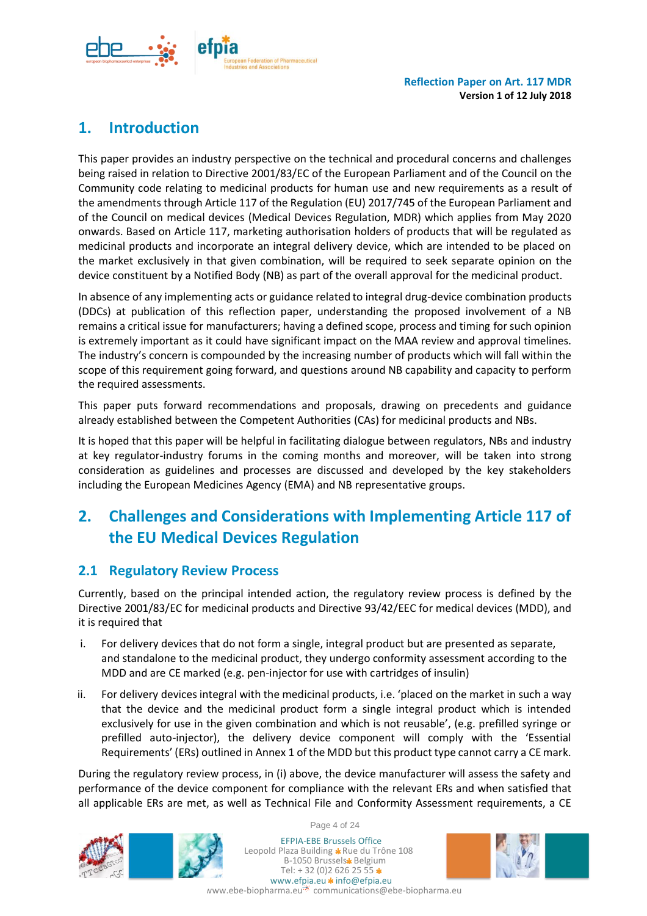# 1. Introduction

This paper provides an industry perspective on the technical and procedural concerns and challenges being raised in relation to Directive 2001/83/EC of the European Parliament and of the Council on the Community code relating to medicinal products for human use and new requirements as a result of the amendments through Article 117 of the Regulation (EU) 2017/745 of the European Parliament and of the Council on medical devices (Medical Devices Regulation, MDR) which applies from May 2020 onwards. Based on Article 117, marketing authorisation holders of products that will be regulated as medicinal products and incorporate an integral delivery device, which are intended to be placed on the market exclusively in that given combination, will be required to seek separate opinion on the device constituent by a Notified Body (NB) as part of the overall approval for the medicinal product.

In absence of any implementing acts or guidance related to integral drug-device combination products (DDCs) at publication of this reflection paper, understanding the proposed involvement of a NB remains a critical issue for manufacturers; having a defined scope, process and timing for such opinion is extremely important as it could have significant impact on the MAA review and approval timelines. The industry's concern is compounded by the increasing number of products which will fall within the scope of this requirement going forward, and questions around NB capability and capacity to perform the required assessments.

This paper puts forward recommendations and proposals, drawing on precedents and guidance already established between the Competent Authorities (CAs) for medicinal products and NBs.

It is hoped that this paper will be helpful in facilitating dialogue between regulators, NBs and industry at key regulator-industry forums in the coming months and moreover, will be taken into strong consideration as guidelines and processes are discussed and developed by the key stakeholders including the European Medicines Agency (EMA) and NB representative groups.

# 2. Challenges and Considerations with Implementing Article 117 of the EU Medical Devices Regulation

## 2.1 Regulatory Review Process

Currently, based on the principal intended action, the regulatory review process is defined by the Directive 2001/83/EC for medicinal products and Directive 93/42/EEC for medical devices (MDD), and it is required that

i. For delivery devices that do not form a single, integral product but are presented as separate, and standalone to the medicinal product, they undergo conformity assessment according to the MDD and are CE marked (e.g. pen-injector for use with cartridges of insulin)

ii. For delivery devices integral with the medicinal products, i.e. 'placed on the market in such a way that the device and the medicinal product form a single integral product which is intended exclusively for use in the given combination and which is not reusable', (e.g. prefilled syringe or prefilled auto-injector), the delivery device component will comply with the 'Essential Requirements' (ERs) outlined in Annex 1 of the MDD but this product type cannot carry a CE mark.

During the regulatory review process, in (i) above, the device manufacturer will assess the safety and performance of the device component for compliance with the relevant ERs and when satisfied that all applicable ERs are met, as well as Technical File and Conformity Assessment requirements, a CE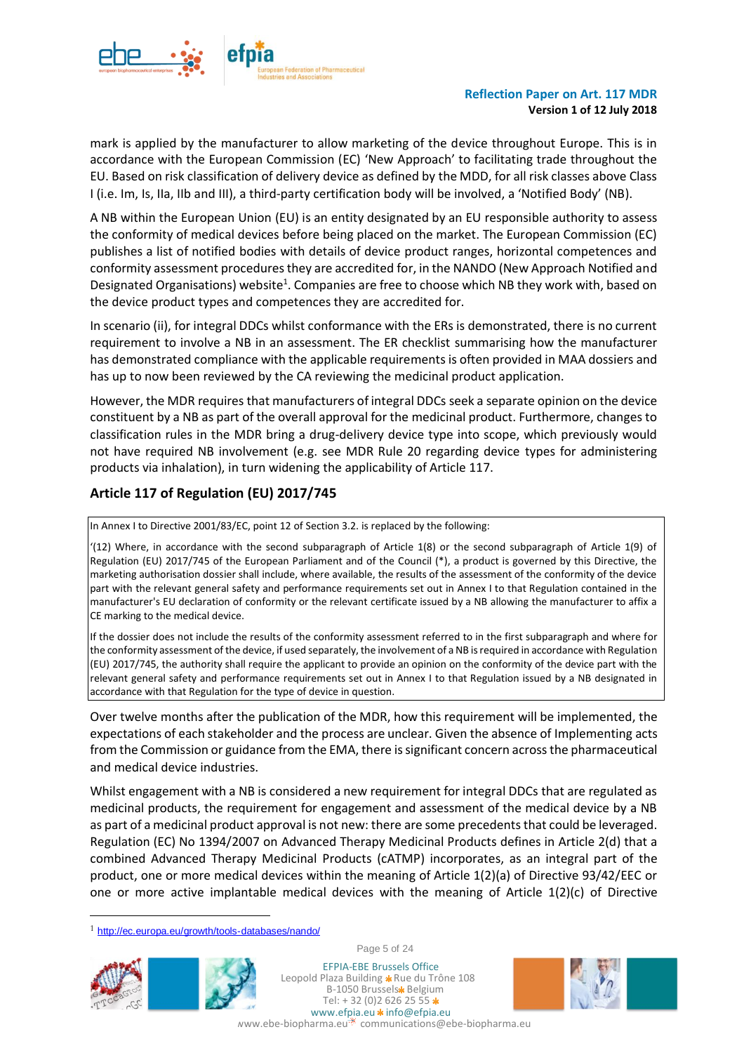mark is applied by the manufacturer to allow marketing of the device throughout Europe. This is in accordance with the European Commission (EC) 'New Approach' to facilitating trade throughout the EU. Based on risk classification of delivery device as defined by the MDD, for all risk classes above Class I (i.e. Im, Is, IIa, IIb and III), a third-party certification body will be involved, a 'Notified Body' (NB).

A NB within the European Union (EU) is an entity designated by an EU responsible authority to assess the conformity of medical devices before being placed on the market. The European Commission (EC) publishes a list of notified bodies with details of device product ranges, horizontal competences and conformity assessment procedures they are accredited for, in the NANDO (New Approach Notified and Designated Organisations) website[1]. Companies are free to choose which NB they work with, based on the device product types and competences they are accredited for.

In scenario (ii), for integral DDCs whilst conformance with the ERs is demonstrated, there is no current requirement to involve a NB in an assessment. The ER checklist summarising how the manufacturer has demonstrated compliance with the applicable requirements is often provided in MAA dossiers and has up to now been reviewed by the CA reviewing the medicinal product application.

However, the MDR requires that manufacturers of integral DDCs seek a separate opinion on the device constituent by a NB as part of the overall approval for the medicinal product. Furthermore, changes to classification rules in the MDR bring a drug-delivery device type into scope, which previously would not have required NB involvement (e.g. see MDR Rule 20 regarding device types for administering products via inhalation), in turn widening the applicability of Article 117.

## Article 117 of Regulation (EU) 2017/745

> In Annex I to Directive 2001/83/EC, point 12 of Section 3.2. is replaced by the following:
>
> '(12) Where, in accordance with the second subparagraph of Article 1(8) or the second subparagraph of Article 1(9) of Regulation (EU) 2017/745 of the European Parliament and of the Council (*), a product is governed by this Directive, the marketing authorisation dossier shall include, where available, the results of the assessment of the conformity of the device part with the relevant general safety and performance requirements set out in Annex I to that Regulation contained in the manufacturer's EU declaration of conformity or the relevant certificate issued by a NB allowing the manufacturer to affix a CE marking to the medical device.
>
> If the dossier does not include the results of the conformity assessment referred to in the first subparagraph and where for the conformity assessment of the device, if used separately, the involvement of a NB is required in accordance with Regulation (EU) 2017/745, the authority shall require the applicant to provide an opinion on the conformity of the device part with the relevant general safety and performance requirements set out in Annex I to that Regulation issued by a NB designated in accordance with that Regulation for the type of device in question.

Over twelve months after the publication of the MDR, how this requirement will be implemented, the expectations of each stakeholder and the process are unclear. Given the absence of Implementing acts from the Commission or guidance from the EMA, there is significant concern across the pharmaceutical and medical device industries.

Whilst engagement with a NB is considered a new requirement for integral DDCs that are regulated as medicinal products, the requirement for engagement and assessment of the medical device by a NB as part of a medicinal product approval is not new: there are some precedents that could be leveraged. Regulation (EC) No 1394/2007 on Advanced Therapy Medicinal Products defines in Article 2(d) that a combined Advanced Therapy Medicinal Products (cATMP) incorporates, as an integral part of the product, one or more medical devices within the meaning of Article 1(2)(a) of Directive 93/42/EEC or one or more active implantable medical devices with the meaning of Article 1(2)(c) of Directive

[1] http://ec.europa.eu/growth/tools-databases/nando/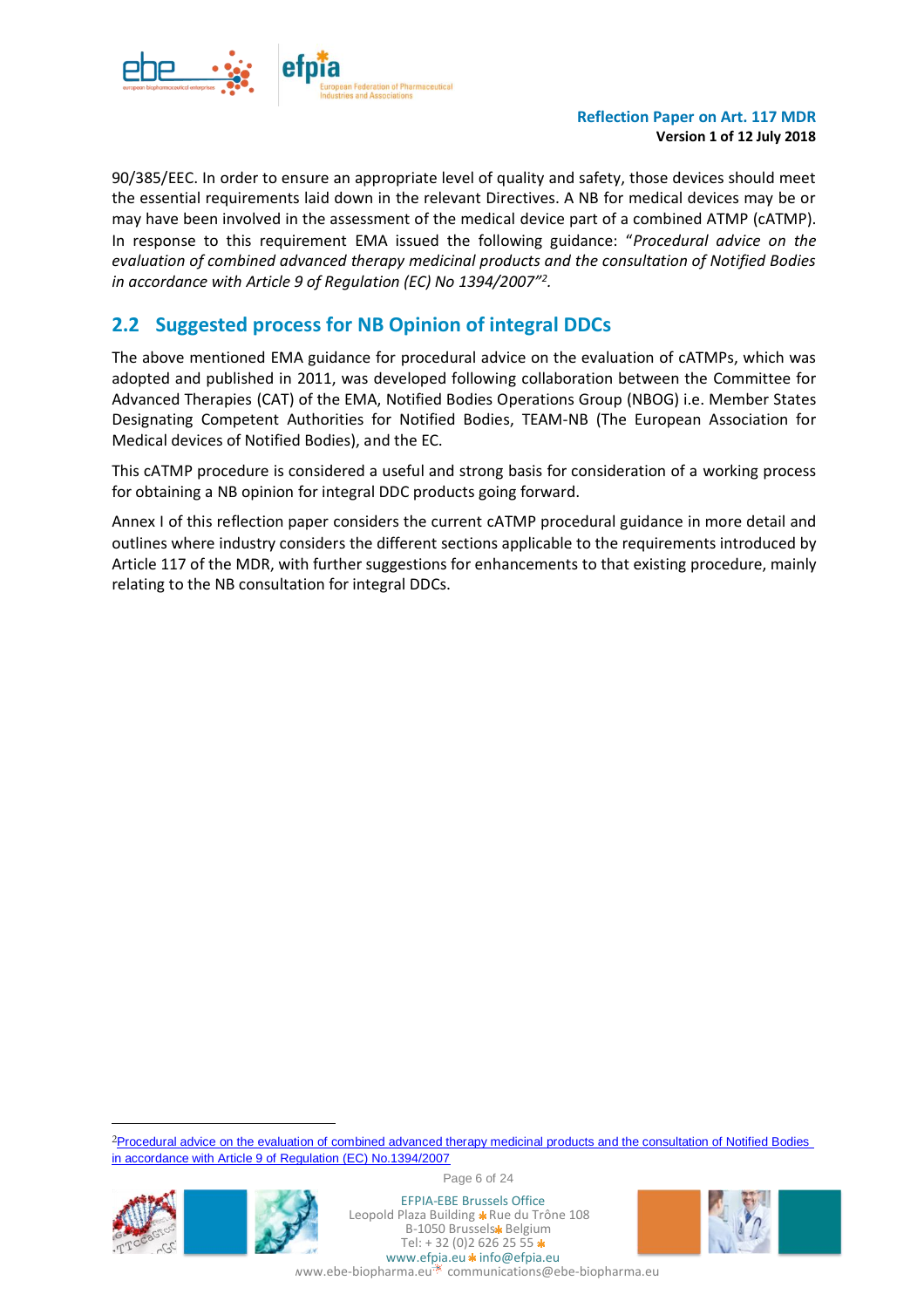90/385/EEC. In order to ensure an appropriate level of quality and safety, those devices should meet the essential requirements laid down in the relevant Directives. A NB for medical devices may be or may have been involved in the assessment of the medical device part of a combined ATMP (cATMP). In response to this requirement EMA issued the following guidance: "*Procedural advice on the evaluation of combined advanced therapy medicinal products and the consultation of Notified Bodies in accordance with Article 9 of Regulation (EC) No 1394/2007*"[2].

## 2.2 Suggested process for NB Opinion of integral DDCs

The above mentioned EMA guidance for procedural advice on the evaluation of cATMPs, which was adopted and published in 2011, was developed following collaboration between the Committee for Advanced Therapies (CAT) of the EMA, Notified Bodies Operations Group (NBOG) i.e. Member States Designating Competent Authorities for Notified Bodies, TEAM-NB (The European Association for Medical devices of Notified Bodies), and the EC.

This cATMP procedure is considered a useful and strong basis for consideration of a working process for obtaining a NB opinion for integral DDC products going forward.

Annex I of this reflection paper considers the current cATMP procedural guidance in more detail and outlines where industry considers the different sections applicable to the requirements introduced by Article 117 of the MDR, with further suggestions for enhancements to that existing procedure, mainly relating to the NB consultation for integral DDCs.

---

[2] Procedural advice on the evaluation of combined advanced therapy medicinal products and the consultation of Notified Bodies in accordance with Article 9 of Regulation (EC) No.1394/2007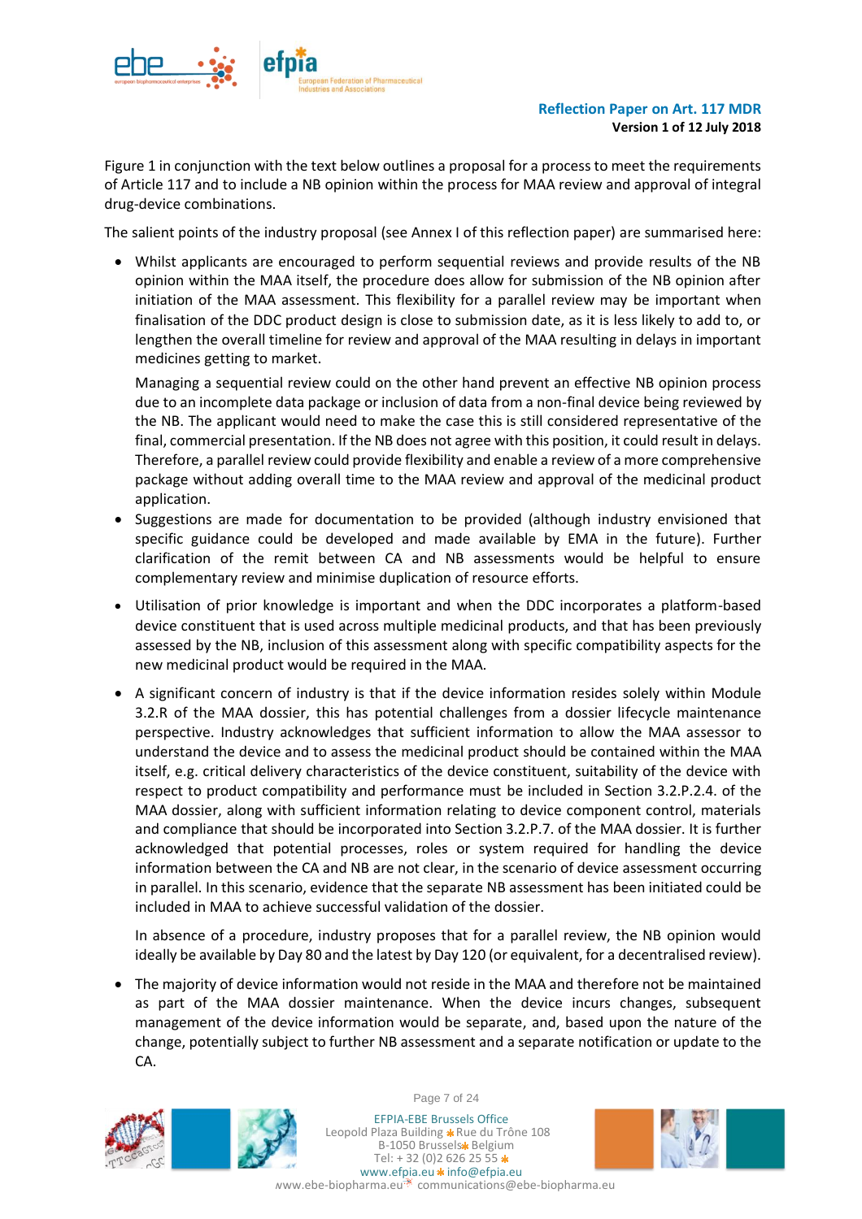Figure 1 in conjunction with the text below outlines a proposal for a process to meet the requirements of Article 117 and to include a NB opinion within the process for MAA review and approval of integral drug-device combinations.

The salient points of the industry proposal (see Annex I of this reflection paper) are summarised here:

- Whilst applicants are encouraged to perform sequential reviews and provide results of the NB opinion within the MAA itself, the procedure does allow for submission of the NB opinion after initiation of the MAA assessment. This flexibility for a parallel review may be important when finalisation of the DDC product design is close to submission date, as it is less likely to add to, or lengthen the overall timeline for review and approval of the MAA resulting in delays in important medicines getting to market.

  Managing a sequential review could on the other hand prevent an effective NB opinion process due to an incomplete data package or inclusion of data from a non-final device being reviewed by the NB. The applicant would need to make the case this is still considered representative of the final, commercial presentation. If the NB does not agree with this position, it could result in delays. Therefore, a parallel review could provide flexibility and enable a review of a more comprehensive package without adding overall time to the MAA review and approval of the medicinal product application.
- Suggestions are made for documentation to be provided (although industry envisioned that specific guidance could be developed and made available by EMA in the future). Further clarification of the remit between CA and NB assessments would be helpful to ensure complementary review and minimise duplication of resource efforts.
- Utilisation of prior knowledge is important and when the DDC incorporates a platform-based device constituent that is used across multiple medicinal products, and that has been previously assessed by the NB, inclusion of this assessment along with specific compatibility aspects for the new medicinal product would be required in the MAA.
- A significant concern of industry is that if the device information resides solely within Module 3.2.R of the MAA dossier, this has potential challenges from a dossier lifecycle maintenance perspective. Industry acknowledges that sufficient information to allow the MAA assessor to understand the device and to assess the medicinal product should be contained within the MAA itself, e.g. critical delivery characteristics of the device constituent, suitability of the device with respect to product compatibility and performance must be included in Section 3.2.P.2.4. of the MAA dossier, along with sufficient information relating to device component control, materials and compliance that should be incorporated into Section 3.2.P.7. of the MAA dossier. It is further acknowledged that potential processes, roles or system required for handling the device information between the CA and NB are not clear, in the scenario of device assessment occurring in parallel. In this scenario, evidence that the separate NB assessment has been initiated could be included in MAA to achieve successful validation of the dossier.

  In absence of a procedure, industry proposes that for a parallel review, the NB opinion would ideally be available by Day 80 and the latest by Day 120 (or equivalent, for a decentralised review).
- The majority of device information would not reside in the MAA and therefore not be maintained as part of the MAA dossier maintenance. When the device incurs changes, subsequent management of the device information would be separate, and, based upon the nature of the change, potentially subject to further NB assessment and a separate notification or update to the CA.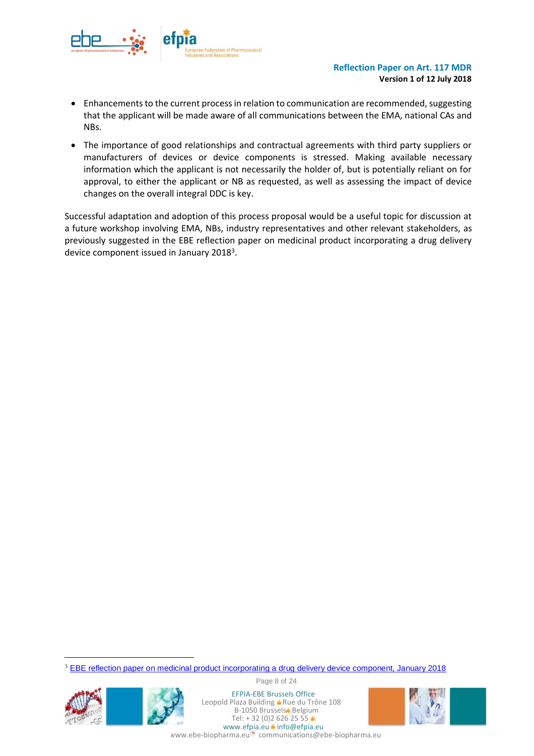- Enhancements to the current process in relation to communication are recommended, suggesting that the applicant will be made aware of all communications between the EMA, national CAs and NBs.
- The importance of good relationships and contractual agreements with third party suppliers or manufacturers of devices or device components is stressed. Making available necessary information which the applicant is not necessarily the holder of, but is potentially reliant on for approval, to either the applicant or NB as requested, as well as assessing the impact of device changes on the overall integral DDC is key.

Successful adaptation and adoption of this process proposal would be a useful topic for discussion at a future workshop involving EMA, NBs, industry representatives and other relevant stakeholders, as previously suggested in the EBE reflection paper on medicinal product incorporating a drug delivery device component issued in January 2018[3].

[3] EBE reflection paper on medicinal product incorporating a drug delivery device component, January 2018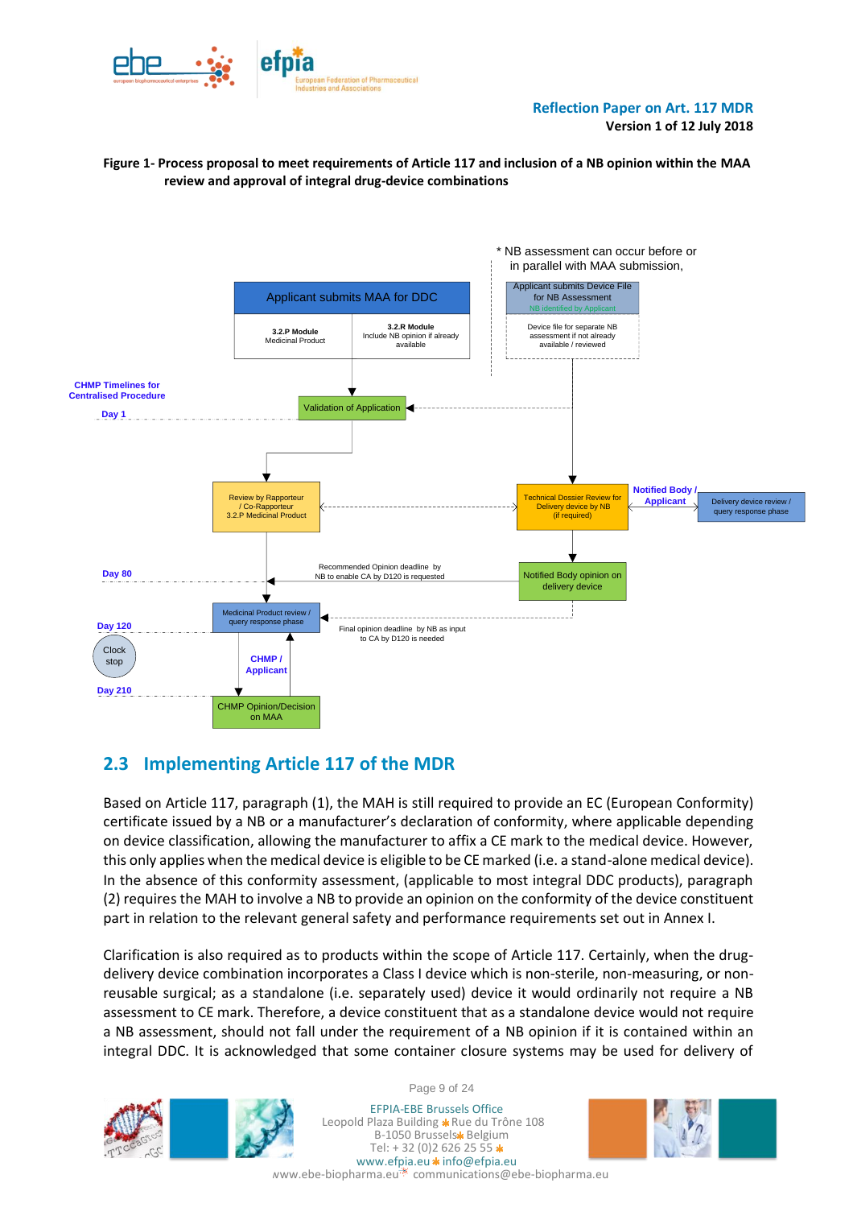**Figure 1- Process proposal to meet requirements of Article 117 and inclusion of a NB opinion within the MAA review and approval of integral drug-device combinations**

\* NB assessment can occur before or in parallel with MAA submission,

Applicant submits MAA for DDC

3.2.P Module
Medicinal Product

3.2.R Module
Include NB opinion if already available

Applicant submits Device File for NB Assessment
NB identified by Applicant

Device file for separate NB assessment if not already available / reviewed

CHMP Timelines for Centralised Procedure

Day 1

Validation of Application

Review by Rapporteur / Co-Rapporteur
3.2.P Medicinal Product

Technical Dossier Review for Delivery device by NB (if required)

Notified Body / Applicant

Delivery device review / query response phase

Day 80

Recommended Opinion deadline by NB to enable CA by D120 is requested

Notified Body opinion on delivery device

Day 120

Medicinal Product review / query response phase

Final opinion deadline by NB as input to CA by D120 is needed

Clock stop

CHMP / Applicant

Day 210

CHMP Opinion/Decision on MAA

## 2.3 Implementing Article 117 of the MDR

Based on Article 117, paragraph (1), the MAH is still required to provide an EC (European Conformity) certificate issued by a NB or a manufacturer's declaration of conformity, where applicable depending on device classification, allowing the manufacturer to affix a CE mark to the medical device. However, this only applies when the medical device is eligible to be CE marked (i.e. a stand-alone medical device). In the absence of this conformity assessment, (applicable to most integral DDC products), paragraph (2) requires the MAH to involve a NB to provide an opinion on the conformity of the device constituent part in relation to the relevant general safety and performance requirements set out in Annex I.

Clarification is also required as to products within the scope of Article 117. Certainly, when the drug-delivery device combination incorporates a Class I device which is non-sterile, non-measuring, or non-reusable surgical; as a standalone (i.e. separately used) device it would ordinarily not require a NB assessment to CE mark. Therefore, a device constituent that as a standalone device would not require a NB assessment, should not fall under the requirement of a NB opinion if it is contained within an integral DDC. It is acknowledged that some container closure systems may be used for delivery of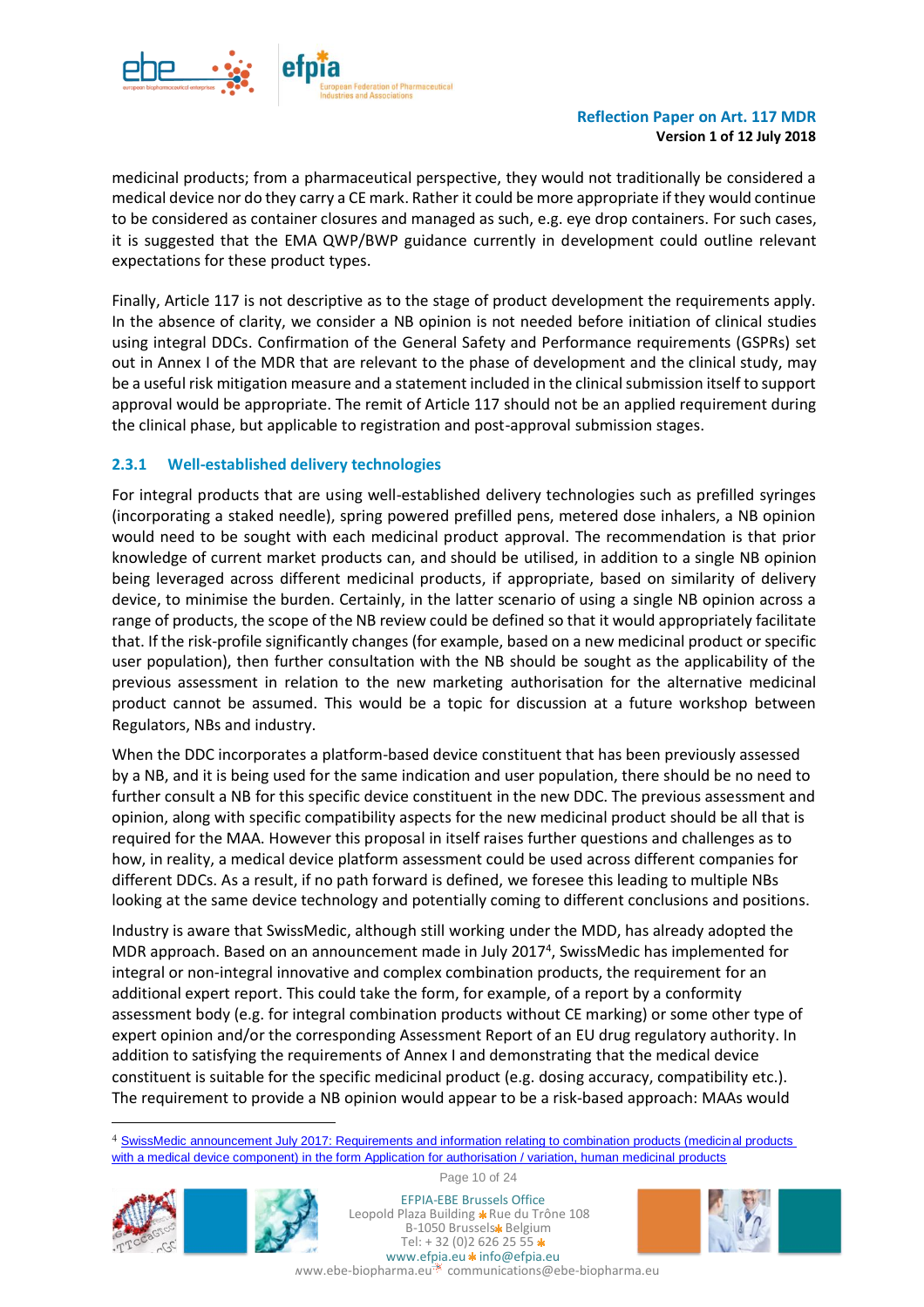medicinal products; from a pharmaceutical perspective, they would not traditionally be considered a medical device nor do they carry a CE mark. Rather it could be more appropriate if they would continue to be considered as container closures and managed as such, e.g. eye drop containers. For such cases, it is suggested that the EMA QWP/BWP guidance currently in development could outline relevant expectations for these product types.

Finally, Article 117 is not descriptive as to the stage of product development the requirements apply. In the absence of clarity, we consider a NB opinion is not needed before initiation of clinical studies using integral DDCs. Confirmation of the General Safety and Performance requirements (GSPRs) set out in Annex I of the MDR that are relevant to the phase of development and the clinical study, may be a useful risk mitigation measure and a statement included in the clinical submission itself to support approval would be appropriate. The remit of Article 117 should not be an applied requirement during the clinical phase, but applicable to registration and post-approval submission stages.

### 2.3.1 Well-established delivery technologies

For integral products that are using well-established delivery technologies such as prefilled syringes (incorporating a staked needle), spring powered prefilled pens, metered dose inhalers, a NB opinion would need to be sought with each medicinal product approval. The recommendation is that prior knowledge of current market products can, and should be utilised, in addition to a single NB opinion being leveraged across different medicinal products, if appropriate, based on similarity of delivery device, to minimise the burden. Certainly, in the latter scenario of using a single NB opinion across a range of products, the scope of the NB review could be defined so that it would appropriately facilitate that. If the risk-profile significantly changes (for example, based on a new medicinal product or specific user population), then further consultation with the NB should be sought as the applicability of the previous assessment in relation to the new marketing authorisation for the alternative medicinal product cannot be assumed. This would be a topic for discussion at a future workshop between Regulators, NBs and industry.

When the DDC incorporates a platform-based device constituent that has been previously assessed by a NB, and it is being used for the same indication and user population, there should be no need to further consult a NB for this specific device constituent in the new DDC. The previous assessment and opinion, along with specific compatibility aspects for the new medicinal product should be all that is required for the MAA. However this proposal in itself raises further questions and challenges as to how, in reality, a medical device platform assessment could be used across different companies for different DDCs. As a result, if no path forward is defined, we foresee this leading to multiple NBs looking at the same device technology and potentially coming to different conclusions and positions.

Industry is aware that SwissMedic, although still working under the MDD, has already adopted the MDR approach. Based on an announcement made in July 2017[4], SwissMedic has implemented for integral or non-integral innovative and complex combination products, the requirement for an additional expert report. This could take the form, for example, of a report by a conformity assessment body (e.g. for integral combination products without CE marking) or some other type of expert opinion and/or the corresponding Assessment Report of an EU drug regulatory authority. In addition to satisfying the requirements of Annex I and demonstrating that the medical device constituent is suitable for the specific medicinal product (e.g. dosing accuracy, compatibility etc.). The requirement to provide a NB opinion would appear to be a risk-based approach: MAAs would

[4] SwissMedic announcement July 2017: Requirements and information relating to combination products (medicinal products with a medical device component) in the form Application for authorisation / variation, human medicinal products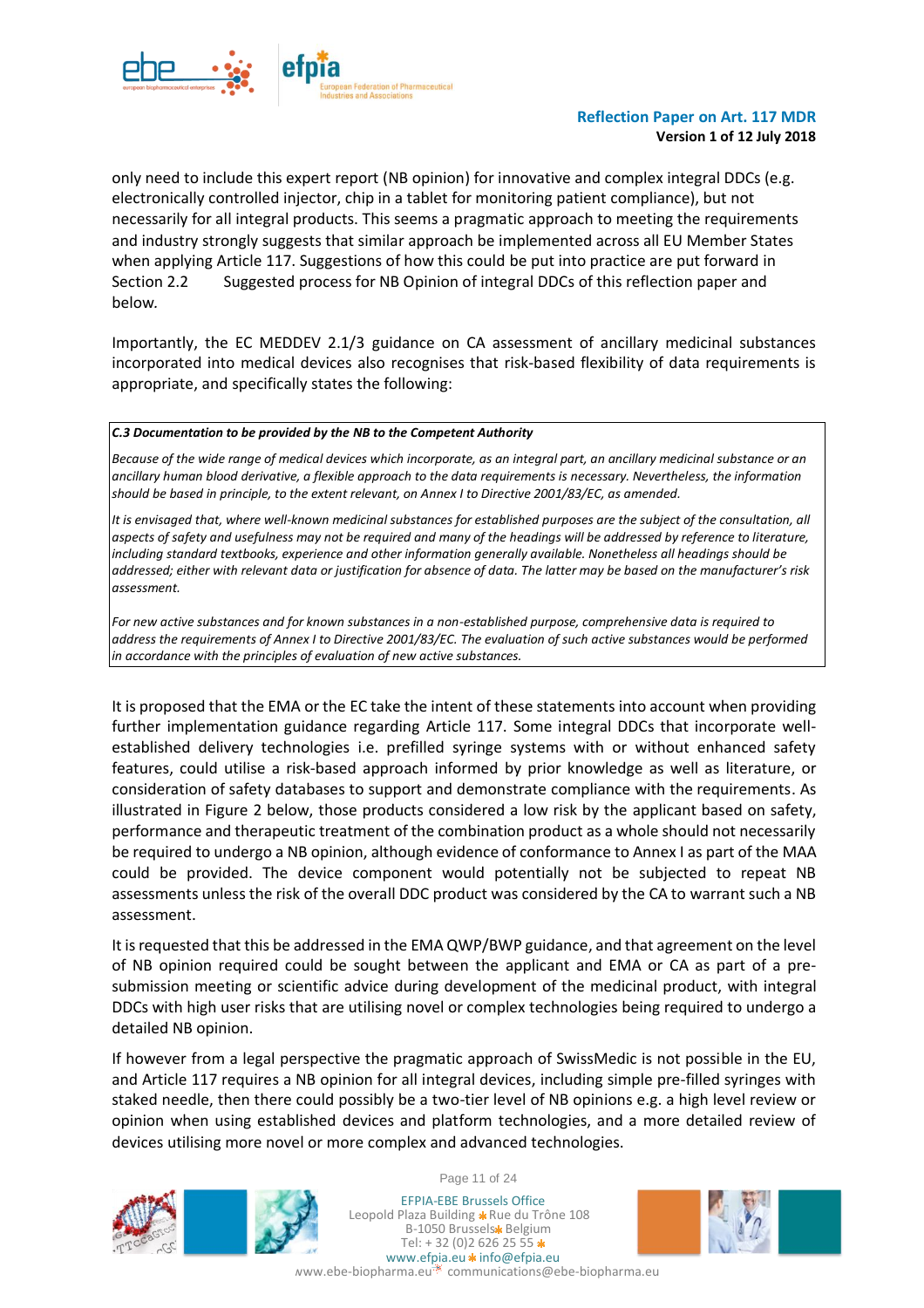only need to include this expert report (NB opinion) for innovative and complex integral DDCs (e.g. electronically controlled injector, chip in a tablet for monitoring patient compliance), but not necessarily for all integral products. This seems a pragmatic approach to meeting the requirements and industry strongly suggests that similar approach be implemented across all EU Member States when applying Article 117. Suggestions of how this could be put into practice are put forward in Section 2.2 Suggested process for NB Opinion of integral DDCs of this reflection paper and below.

Importantly, the EC MEDDEV 2.1/3 guidance on CA assessment of ancillary medicinal substances incorporated into medical devices also recognises that risk-based flexibility of data requirements is appropriate, and specifically states the following:

> ***C.3 Documentation to be provided by the NB to the Competent Authority***
>
> *Because of the wide range of medical devices which incorporate, as an integral part, an ancillary medicinal substance or an ancillary human blood derivative, a flexible approach to the data requirements is necessary. Nevertheless, the information should be based in principle, to the extent relevant, on Annex I to Directive 2001/83/EC, as amended.*
>
> *It is envisaged that, where well-known medicinal substances for established purposes are the subject of the consultation, all aspects of safety and usefulness may not be required and many of the headings will be addressed by reference to literature, including standard textbooks, experience and other information generally available. Nonetheless all headings should be addressed; either with relevant data or justification for absence of data. The latter may be based on the manufacturer's risk assessment.*
>
> *For new active substances and for known substances in a non-established purpose, comprehensive data is required to address the requirements of Annex I to Directive 2001/83/EC. The evaluation of such active substances would be performed in accordance with the principles of evaluation of new active substances.*

It is proposed that the EMA or the EC take the intent of these statements into account when providing further implementation guidance regarding Article 117. Some integral DDCs that incorporate well-established delivery technologies i.e. prefilled syringe systems with or without enhanced safety features, could utilise a risk-based approach informed by prior knowledge as well as literature, or consideration of safety databases to support and demonstrate compliance with the requirements. As illustrated in Figure 2 below, those products considered a low risk by the applicant based on safety, performance and therapeutic treatment of the combination product as a whole should not necessarily be required to undergo a NB opinion, although evidence of conformance to Annex I as part of the MAA could be provided. The device component would potentially not be subjected to repeat NB assessments unless the risk of the overall DDC product was considered by the CA to warrant such a NB assessment.

It is requested that this be addressed in the EMA QWP/BWP guidance, and that agreement on the level of NB opinion required could be sought between the applicant and EMA or CA as part of a pre-submission meeting or scientific advice during development of the medicinal product, with integral DDCs with high user risks that are utilising novel or complex technologies being required to undergo a detailed NB opinion.

If however from a legal perspective the pragmatic approach of SwissMedic is not possible in the EU, and Article 117 requires a NB opinion for all integral devices, including simple pre-filled syringes with staked needle, then there could possibly be a two-tier level of NB opinions e.g. a high level review or opinion when using established devices and platform technologies, and a more detailed review of devices utilising more novel or more complex and advanced technologies.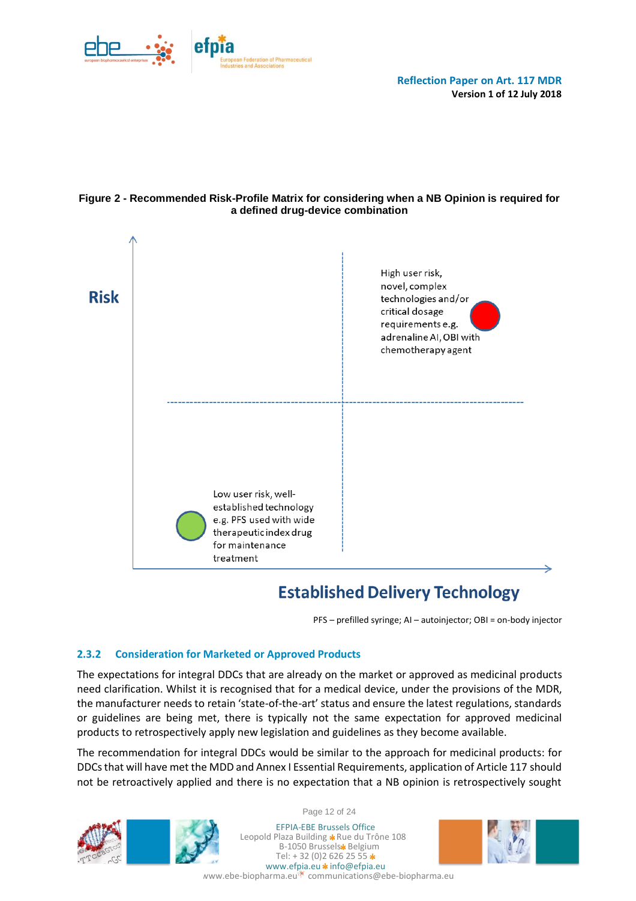**Figure 2 - Recommended Risk-Profile Matrix for considering when a NB Opinion is required for a defined drug-device combination**

Risk

High user risk, novel, complex technologies and/or critical dosage requirements e.g. adrenaline AI, OBI with chemotherapy agent

Low user risk, well-established technology e.g. PFS used with wide therapeutic index drug for maintenance treatment

Established Delivery Technology

PFS – prefilled syringe; AI – autoinjector; OBI = on-body injector

### 2.3.2 Consideration for Marketed or Approved Products

The expectations for integral DDCs that are already on the market or approved as medicinal products need clarification. Whilst it is recognised that for a medical device, under the provisions of the MDR, the manufacturer needs to retain 'state-of-the-art' status and ensure the latest regulations, standards or guidelines are being met, there is typically not the same expectation for approved medicinal products to retrospectively apply new legislation and guidelines as they become available.

The recommendation for integral DDCs would be similar to the approach for medicinal products: for DDCs that will have met the MDD and Annex I Essential Requirements, application of Article 117 should not be retroactively applied and there is no expectation that a NB opinion is retrospectively sought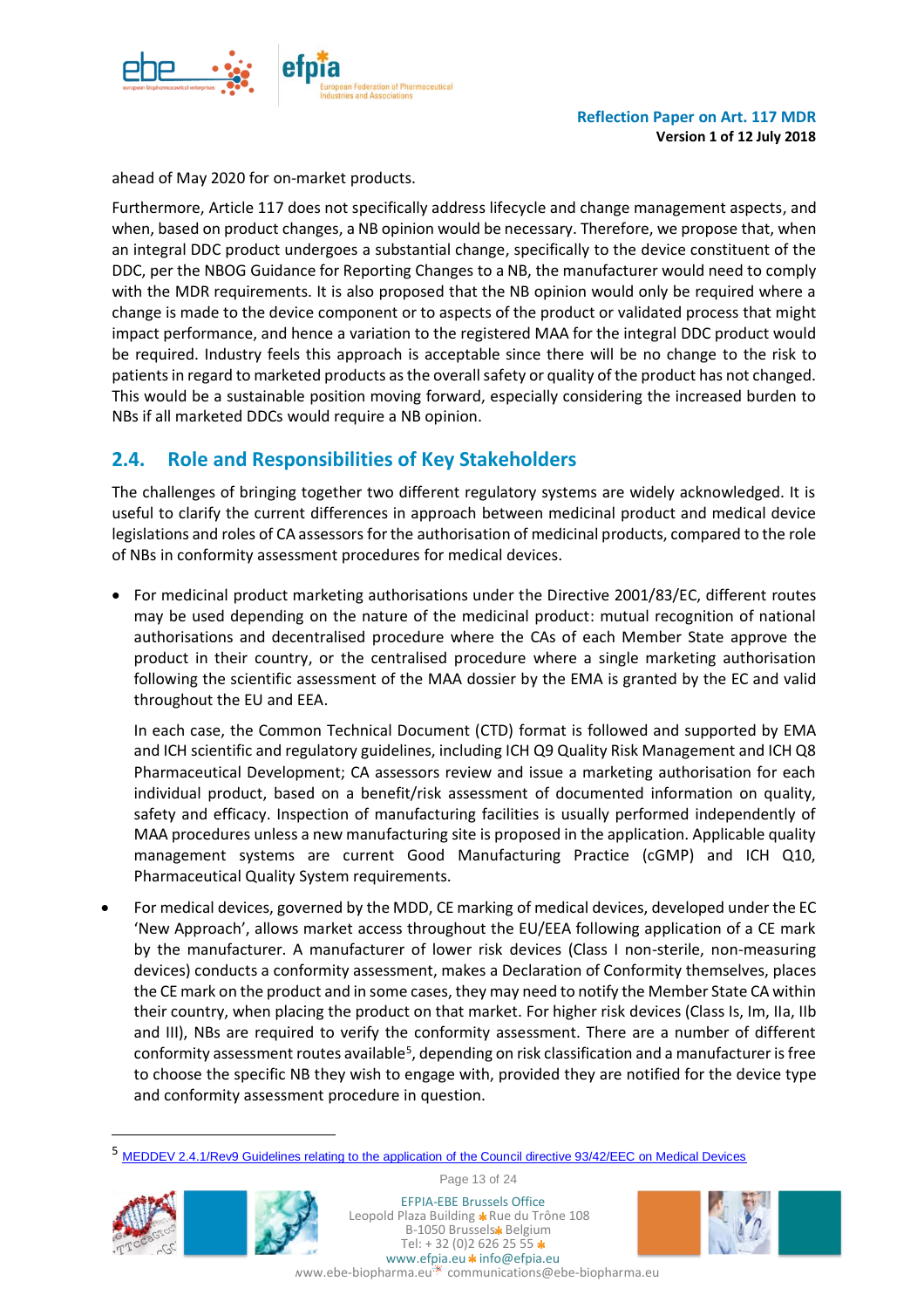ahead of May 2020 for on-market products.

Furthermore, Article 117 does not specifically address lifecycle and change management aspects, and when, based on product changes, a NB opinion would be necessary. Therefore, we propose that, when an integral DDC product undergoes a substantial change, specifically to the device constituent of the DDC, per the NBOG Guidance for Reporting Changes to a NB, the manufacturer would need to comply with the MDR requirements. It is also proposed that the NB opinion would only be required where a change is made to the device component or to aspects of the product or validated process that might impact performance, and hence a variation to the registered MAA for the integral DDC product would be required. Industry feels this approach is acceptable since there will be no change to the risk to patients in regard to marketed products as the overall safety or quality of the product has not changed. This would be a sustainable position moving forward, especially considering the increased burden to NBs if all marketed DDCs would require a NB opinion.

## 2.4. Role and Responsibilities of Key Stakeholders

The challenges of bringing together two different regulatory systems are widely acknowledged. It is useful to clarify the current differences in approach between medicinal product and medical device legislations and roles of CA assessors for the authorisation of medicinal products, compared to the role of NBs in conformity assessment procedures for medical devices.

- For medicinal product marketing authorisations under the Directive 2001/83/EC, different routes may be used depending on the nature of the medicinal product: mutual recognition of national authorisations and decentralised procedure where the CAs of each Member State approve the product in their country, or the centralised procedure where a single marketing authorisation following the scientific assessment of the MAA dossier by the EMA is granted by the EC and valid throughout the EU and EEA.

  In each case, the Common Technical Document (CTD) format is followed and supported by EMA and ICH scientific and regulatory guidelines, including ICH Q9 Quality Risk Management and ICH Q8 Pharmaceutical Development; CA assessors review and issue a marketing authorisation for each individual product, based on a benefit/risk assessment of documented information on quality, safety and efficacy. Inspection of manufacturing facilities is usually performed independently of MAA procedures unless a new manufacturing site is proposed in the application. Applicable quality management systems are current Good Manufacturing Practice (cGMP) and ICH Q10, Pharmaceutical Quality System requirements.

- For medical devices, governed by the MDD, CE marking of medical devices, developed under the EC 'New Approach', allows market access throughout the EU/EEA following application of a CE mark by the manufacturer. A manufacturer of lower risk devices (Class I non-sterile, non-measuring devices) conducts a conformity assessment, makes a Declaration of Conformity themselves, places the CE mark on the product and in some cases, they may need to notify the Member State CA within their country, when placing the product on that market. For higher risk devices (Class Is, Im, IIa, IIb and III), NBs are required to verify the conformity assessment. There are a number of different conformity assessment routes available[5], depending on risk classification and a manufacturer is free to choose the specific NB they wish to engage with, provided they are notified for the device type and conformity assessment procedure in question.

[5] MEDDEV 2.4.1/Rev9 Guidelines relating to the application of the Council directive 93/42/EEC on Medical Devices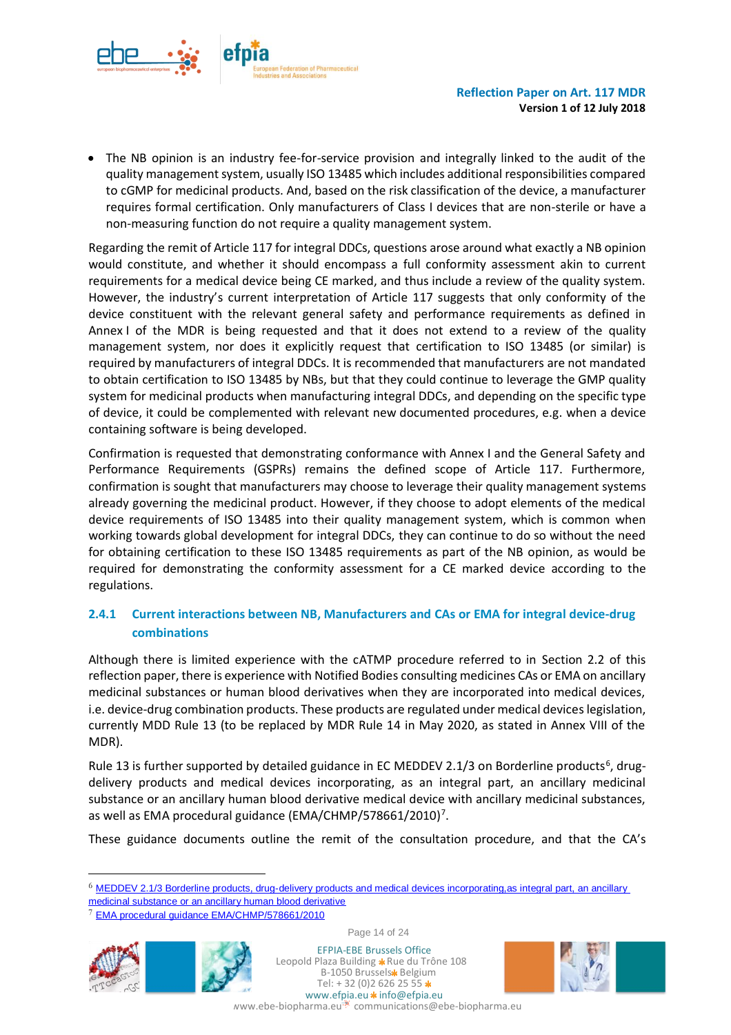- The NB opinion is an industry fee-for-service provision and integrally linked to the audit of the quality management system, usually ISO 13485 which includes additional responsibilities compared to cGMP for medicinal products. And, based on the risk classification of the device, a manufacturer requires formal certification. Only manufacturers of Class I devices that are non-sterile or have a non-measuring function do not require a quality management system.

Regarding the remit of Article 117 for integral DDCs, questions arose around what exactly a NB opinion would constitute, and whether it should encompass a full conformity assessment akin to current requirements for a medical device being CE marked, and thus include a review of the quality system. However, the industry's current interpretation of Article 117 suggests that only conformity of the device constituent with the relevant general safety and performance requirements as defined in Annex I of the MDR is being requested and that it does not extend to a review of the quality management system, nor does it explicitly request that certification to ISO 13485 (or similar) is required by manufacturers of integral DDCs. It is recommended that manufacturers are not mandated to obtain certification to ISO 13485 by NBs, but that they could continue to leverage the GMP quality system for medicinal products when manufacturing integral DDCs, and depending on the specific type of device, it could be complemented with relevant new documented procedures, e.g. when a device containing software is being developed.

Confirmation is requested that demonstrating conformance with Annex I and the General Safety and Performance Requirements (GSPRs) remains the defined scope of Article 117. Furthermore, confirmation is sought that manufacturers may choose to leverage their quality management systems already governing the medicinal product. However, if they choose to adopt elements of the medical device requirements of ISO 13485 into their quality management system, which is common when working towards global development for integral DDCs, they can continue to do so without the need for obtaining certification to these ISO 13485 requirements as part of the NB opinion, as would be required for demonstrating the conformity assessment for a CE marked device according to the regulations.

### 2.4.1 Current interactions between NB, Manufacturers and CAs or EMA for integral device-drug combinations

Although there is limited experience with the cATMP procedure referred to in Section 2.2 of this reflection paper, there is experience with Notified Bodies consulting medicines CAs or EMA on ancillary medicinal substances or human blood derivatives when they are incorporated into medical devices, i.e. device-drug combination products. These products are regulated under medical devices legislation, currently MDD Rule 13 (to be replaced by MDR Rule 14 in May 2020, as stated in Annex VIII of the MDR).

Rule 13 is further supported by detailed guidance in EC MEDDEV 2.1/3 on Borderline products[6], drug-delivery products and medical devices incorporating, as an integral part, an ancillary medicinal substance or an ancillary human blood derivative medical device with ancillary medicinal substances, as well as EMA procedural guidance (EMA/CHMP/578661/2010)[7].

These guidance documents outline the remit of the consultation procedure, and that the CA's

[6] MEDDEV 2.1/3 Borderline products, drug-delivery products and medical devices incorporating,as integral part, an ancillary medicinal substance or an ancillary human blood derivative

[7] EMA procedural guidance EMA/CHMP/578661/2010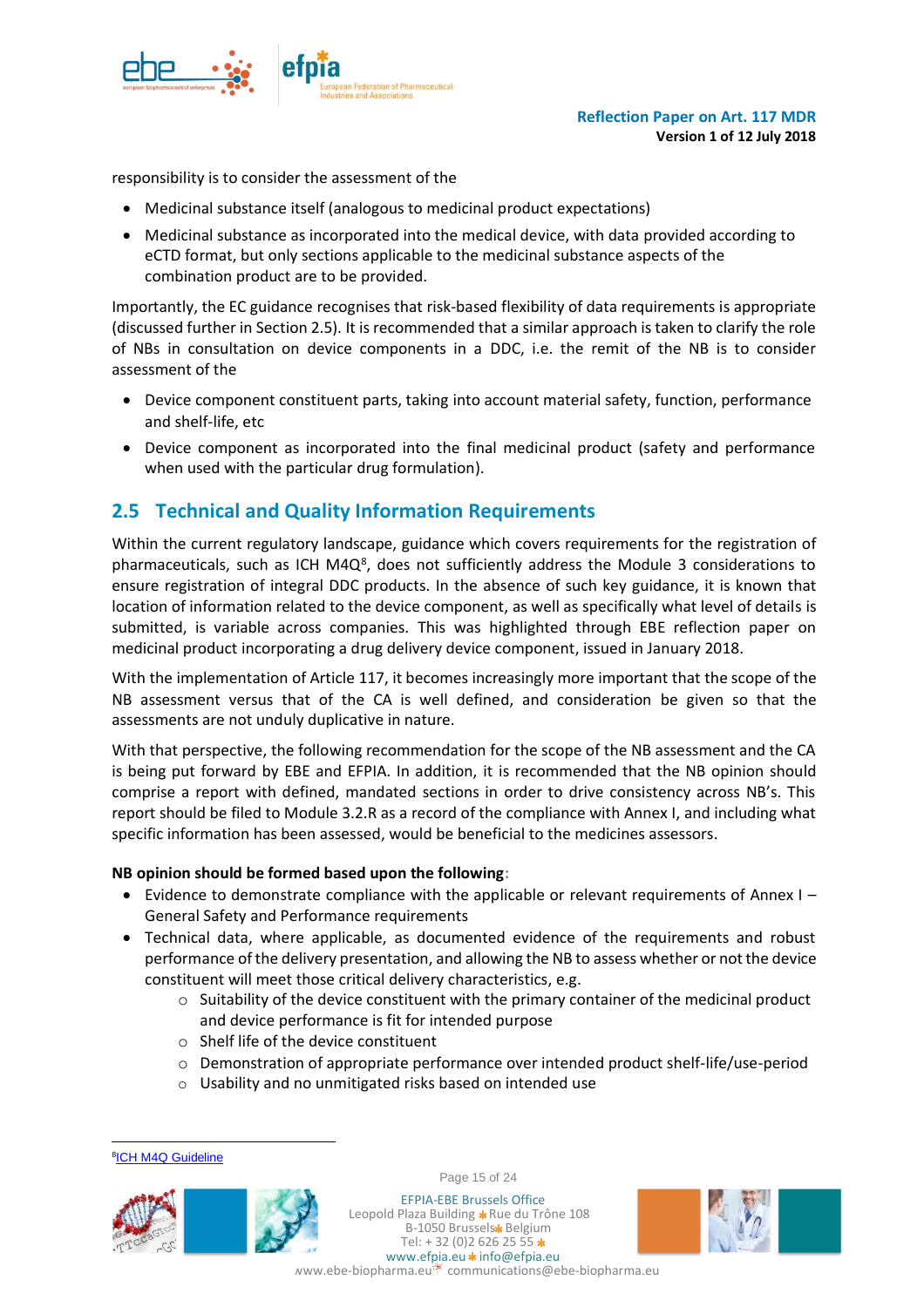responsibility is to consider the assessment of the

- Medicinal substance itself (analogous to medicinal product expectations)
- Medicinal substance as incorporated into the medical device, with data provided according to eCTD format, but only sections applicable to the medicinal substance aspects of the combination product are to be provided.

Importantly, the EC guidance recognises that risk-based flexibility of data requirements is appropriate (discussed further in Section 2.5). It is recommended that a similar approach is taken to clarify the role of NBs in consultation on device components in a DDC, i.e. the remit of the NB is to consider assessment of the

- Device component constituent parts, taking into account material safety, function, performance and shelf-life, etc
- Device component as incorporated into the final medicinal product (safety and performance when used with the particular drug formulation).

## 2.5 Technical and Quality Information Requirements

Within the current regulatory landscape, guidance which covers requirements for the registration of pharmaceuticals, such as ICH M4Q[8], does not sufficiently address the Module 3 considerations to ensure registration of integral DDC products. In the absence of such key guidance, it is known that location of information related to the device component, as well as specifically what level of details is submitted, is variable across companies. This was highlighted through EBE reflection paper on medicinal product incorporating a drug delivery device component, issued in January 2018.

With the implementation of Article 117, it becomes increasingly more important that the scope of the NB assessment versus that of the CA is well defined, and consideration be given so that the assessments are not unduly duplicative in nature.

With that perspective, the following recommendation for the scope of the NB assessment and the CA is being put forward by EBE and EFPIA. In addition, it is recommended that the NB opinion should comprise a report with defined, mandated sections in order to drive consistency across NB's. This report should be filed to Module 3.2.R as a record of the compliance with Annex I, and including what specific information has been assessed, would be beneficial to the medicines assessors.

**NB opinion should be formed based upon the following:**

- Evidence to demonstrate compliance with the applicable or relevant requirements of Annex I – General Safety and Performance requirements
- Technical data, where applicable, as documented evidence of the requirements and robust performance of the delivery presentation, and allowing the NB to assess whether or not the device constituent will meet those critical delivery characteristics, e.g.
  - Suitability of the device constituent with the primary container of the medicinal product and device performance is fit for intended purpose
  - Shelf life of the device constituent
  - Demonstration of appropriate performance over intended product shelf-life/use-period
  - Usability and no unmitigated risks based on intended use

[8] ICH M4Q Guideline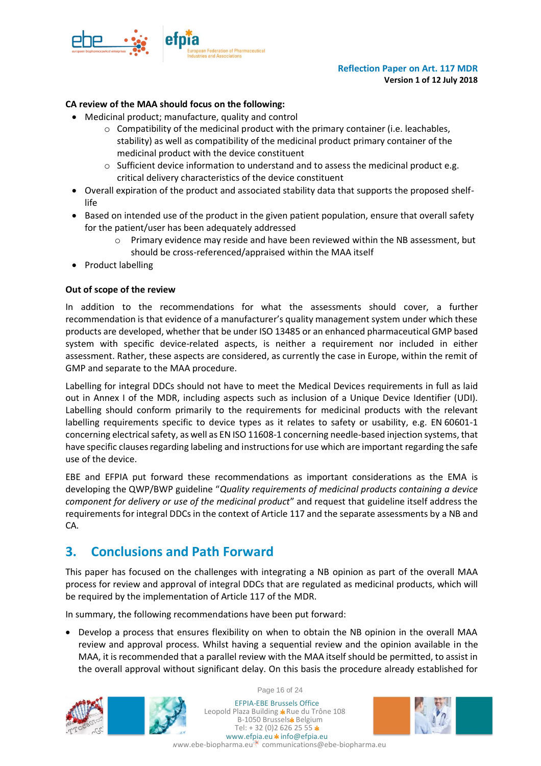**CA review of the MAA should focus on the following:**

- Medicinal product; manufacture, quality and control
  - Compatibility of the medicinal product with the primary container (i.e. leachables, stability) as well as compatibility of the medicinal product primary container of the medicinal product with the device constituent
  - Sufficient device information to understand and to assess the medicinal product e.g. critical delivery characteristics of the device constituent
- Overall expiration of the product and associated stability data that supports the proposed shelf-life
- Based on intended use of the product in the given patient population, ensure that overall safety for the patient/user has been adequately addressed
  - Primary evidence may reside and have been reviewed within the NB assessment, but should be cross-referenced/appraised within the MAA itself
- Product labelling

**Out of scope of the review**

In addition to the recommendations for what the assessments should cover, a further recommendation is that evidence of a manufacturer's quality management system under which these products are developed, whether that be under ISO 13485 or an enhanced pharmaceutical GMP based system with specific device-related aspects, is neither a requirement nor included in either assessment. Rather, these aspects are considered, as currently the case in Europe, within the remit of GMP and separate to the MAA procedure.

Labelling for integral DDCs should not have to meet the Medical Devices requirements in full as laid out in Annex I of the MDR, including aspects such as inclusion of a Unique Device Identifier (UDI). Labelling should conform primarily to the requirements for medicinal products with the relevant labelling requirements specific to device types as it relates to safety or usability, e.g. EN 60601-1 concerning electrical safety, as well as EN ISO 11608-1 concerning needle-based injection systems, that have specific clauses regarding labeling and instructions for use which are important regarding the safe use of the device.

EBE and EFPIA put forward these recommendations as important considerations as the EMA is developing the QWP/BWP guideline "*Quality requirements of medicinal products containing a device component for delivery or use of the medicinal product*" and request that guideline itself address the requirements for integral DDCs in the context of Article 117 and the separate assessments by a NB and CA.

## 3. Conclusions and Path Forward

This paper has focused on the challenges with integrating a NB opinion as part of the overall MAA process for review and approval of integral DDCs that are regulated as medicinal products, which will be required by the implementation of Article 117 of the MDR.

In summary, the following recommendations have been put forward:

- Develop a process that ensures flexibility on when to obtain the NB opinion in the overall MAA review and approval process. Whilst having a sequential review and the opinion available in the MAA, it is recommended that a parallel review with the MAA itself should be permitted, to assist in the overall approval without significant delay. On this basis the procedure already established for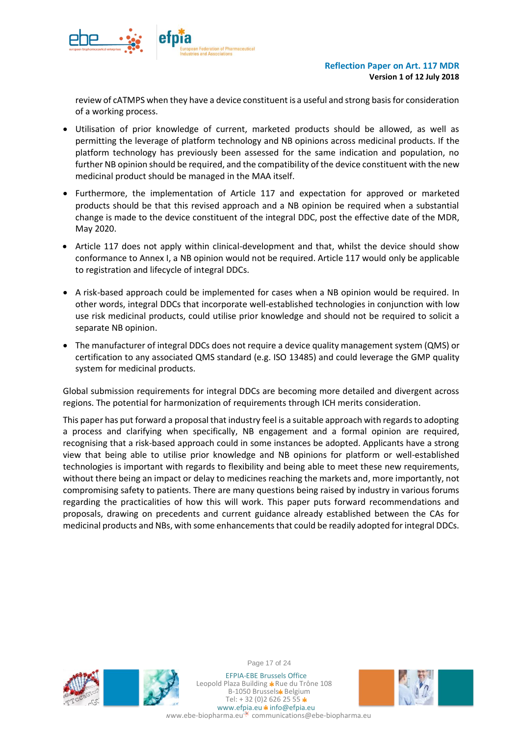review of cATMPS when they have a device constituent is a useful and strong basis for consideration of a working process.

- Utilisation of prior knowledge of current, marketed products should be allowed, as well as permitting the leverage of platform technology and NB opinions across medicinal products. If the platform technology has previously been assessed for the same indication and population, no further NB opinion should be required, and the compatibility of the device constituent with the new medicinal product should be managed in the MAA itself.
- Furthermore, the implementation of Article 117 and expectation for approved or marketed products should be that this revised approach and a NB opinion be required when a substantial change is made to the device constituent of the integral DDC, post the effective date of the MDR, May 2020.
- Article 117 does not apply within clinical-development and that, whilst the device should show conformance to Annex I, a NB opinion would not be required. Article 117 would only be applicable to registration and lifecycle of integral DDCs.
- A risk-based approach could be implemented for cases when a NB opinion would be required. In other words, integral DDCs that incorporate well-established technologies in conjunction with low use risk medicinal products, could utilise prior knowledge and should not be required to solicit a separate NB opinion.
- The manufacturer of integral DDCs does not require a device quality management system (QMS) or certification to any associated QMS standard (e.g. ISO 13485) and could leverage the GMP quality system for medicinal products.

Global submission requirements for integral DDCs are becoming more detailed and divergent across regions. The potential for harmonization of requirements through ICH merits consideration.

This paper has put forward a proposal that industry feel is a suitable approach with regards to adopting a process and clarifying when specifically, NB engagement and a formal opinion are required, recognising that a risk-based approach could in some instances be adopted. Applicants have a strong view that being able to utilise prior knowledge and NB opinions for platform or well-established technologies is important with regards to flexibility and being able to meet these new requirements, without there being an impact or delay to medicines reaching the markets and, more importantly, not compromising safety to patients. There are many questions being raised by industry in various forums regarding the practicalities of how this will work. This paper puts forward recommendations and proposals, drawing on precedents and current guidance already established between the CAs for medicinal products and NBs, with some enhancements that could be readily adopted for integral DDCs.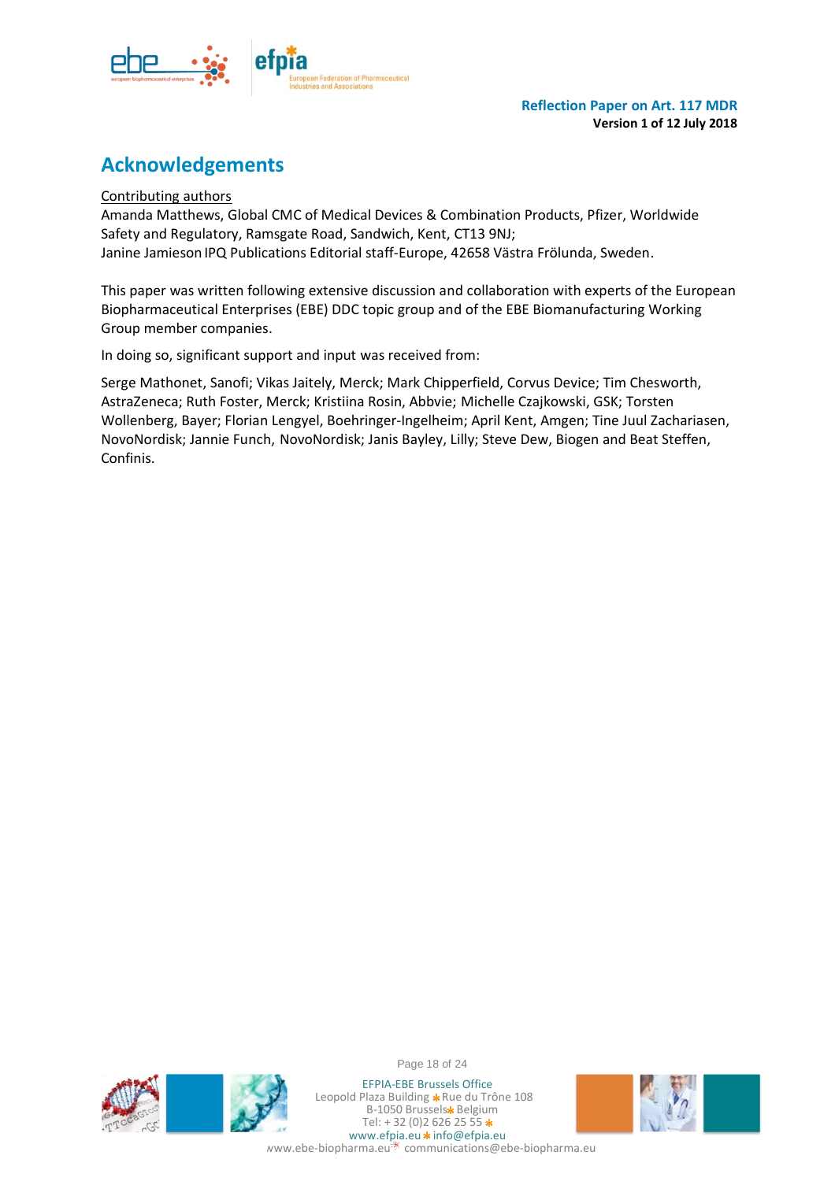# Acknowledgements

<u>Contributing authors</u>

Amanda Matthews, Global CMC of Medical Devices & Combination Products, Pfizer, Worldwide Safety and Regulatory, Ramsgate Road, Sandwich, Kent, CT13 9NJ;
Janine Jamieson IPQ Publications Editorial staff-Europe, 42658 Västra Frölunda, Sweden.

This paper was written following extensive discussion and collaboration with experts of the European Biopharmaceutical Enterprises (EBE) DDC topic group and of the EBE Biomanufacturing Working Group member companies.

In doing so, significant support and input was received from:

Serge Mathonet, Sanofi; Vikas Jaitely, Merck; Mark Chipperfield, Corvus Device; Tim Chesworth, AstraZeneca; Ruth Foster, Merck; Kristiina Rosin, Abbvie; Michelle Czajkowski, GSK; Torsten Wollenberg, Bayer; Florian Lengyel, Boehringer-Ingelheim; April Kent, Amgen; Tine Juul Zachariasen, NovoNordisk; Jannie Funch, NovoNordisk; Janis Bayley, Lilly; Steve Dew, Biogen and Beat Steffen, Confinis.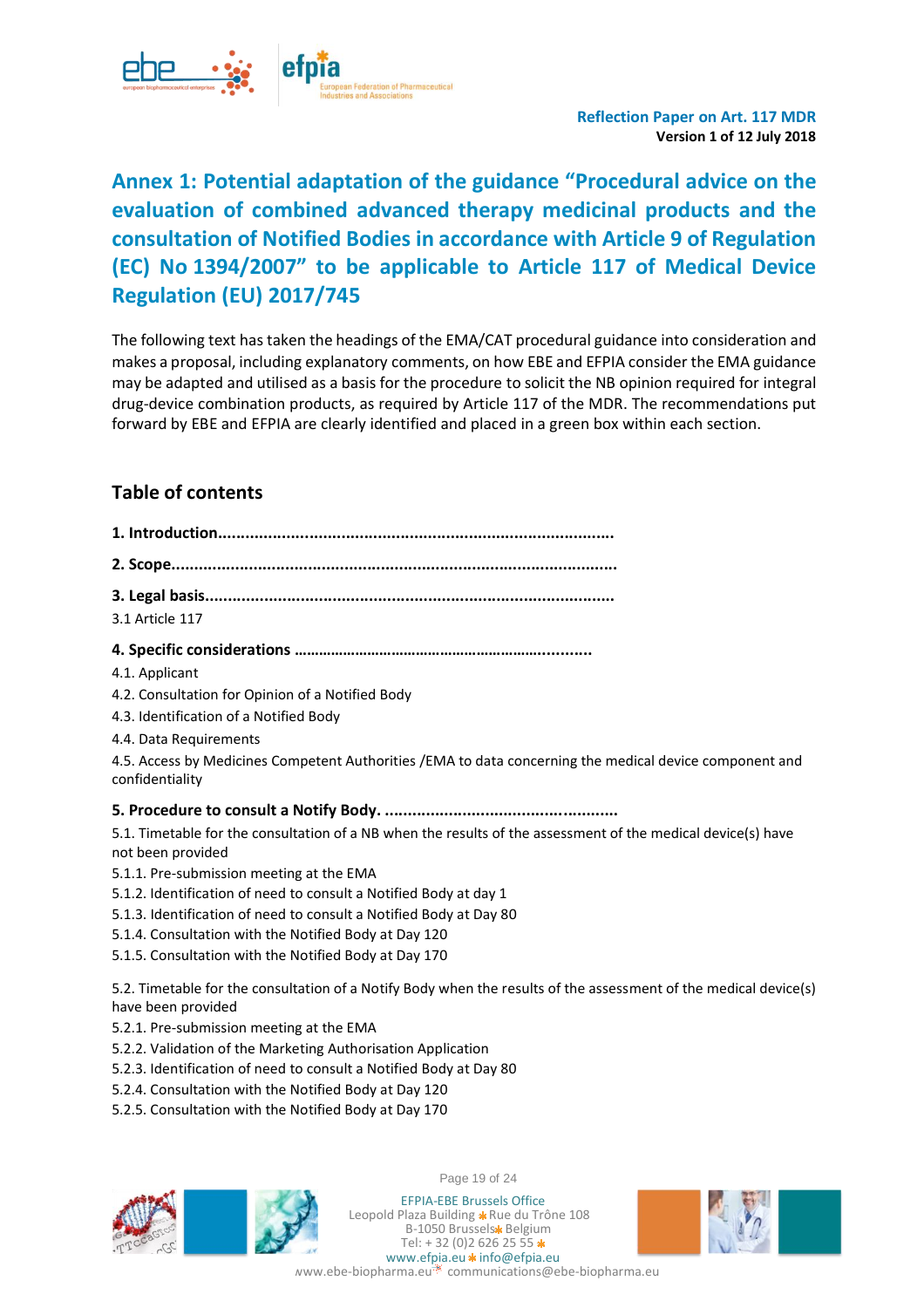# Annex 1: Potential adaptation of the guidance "Procedural advice on the evaluation of combined advanced therapy medicinal products and the consultation of Notified Bodies in accordance with Article 9 of Regulation (EC) No 1394/2007" to be applicable to Article 117 of Medical Device Regulation (EU) 2017/745

The following text has taken the headings of the EMA/CAT procedural guidance into consideration and makes a proposal, including explanatory comments, on how EBE and EFPIA consider the EMA guidance may be adapted and utilised as a basis for the procedure to solicit the NB opinion required for integral drug-device combination products, as required by Article 117 of the MDR. The recommendations put forward by EBE and EFPIA are clearly identified and placed in a green box within each section.

## Table of contents

**1. Introduction......................................................................................**

**2. Scope.................................................................................................**

**3. Legal basis........................................................................................**

3.1 Article 117

**4. Specific considerations ..................................................................**

4.1. Applicant

4.2. Consultation for Opinion of a Notified Body

4.3. Identification of a Notified Body

4.4. Data Requirements

4.5. Access by Medicines Competent Authorities /EMA to data concerning the medical device component and confidentiality

**5. Procedure to consult a Notify Body. ..................................................**

5.1. Timetable for the consultation of a NB when the results of the assessment of the medical device(s) have not been provided

5.1.1. Pre-submission meeting at the EMA

5.1.2. Identification of need to consult a Notified Body at day 1

5.1.3. Identification of need to consult a Notified Body at Day 80

5.1.4. Consultation with the Notified Body at Day 120

5.1.5. Consultation with the Notified Body at Day 170

5.2. Timetable for the consultation of a Notify Body when the results of the assessment of the medical device(s) have been provided

5.2.1. Pre-submission meeting at the EMA

5.2.2. Validation of the Marketing Authorisation Application

5.2.3. Identification of need to consult a Notified Body at Day 80

5.2.4. Consultation with the Notified Body at Day 120

5.2.5. Consultation with the Notified Body at Day 170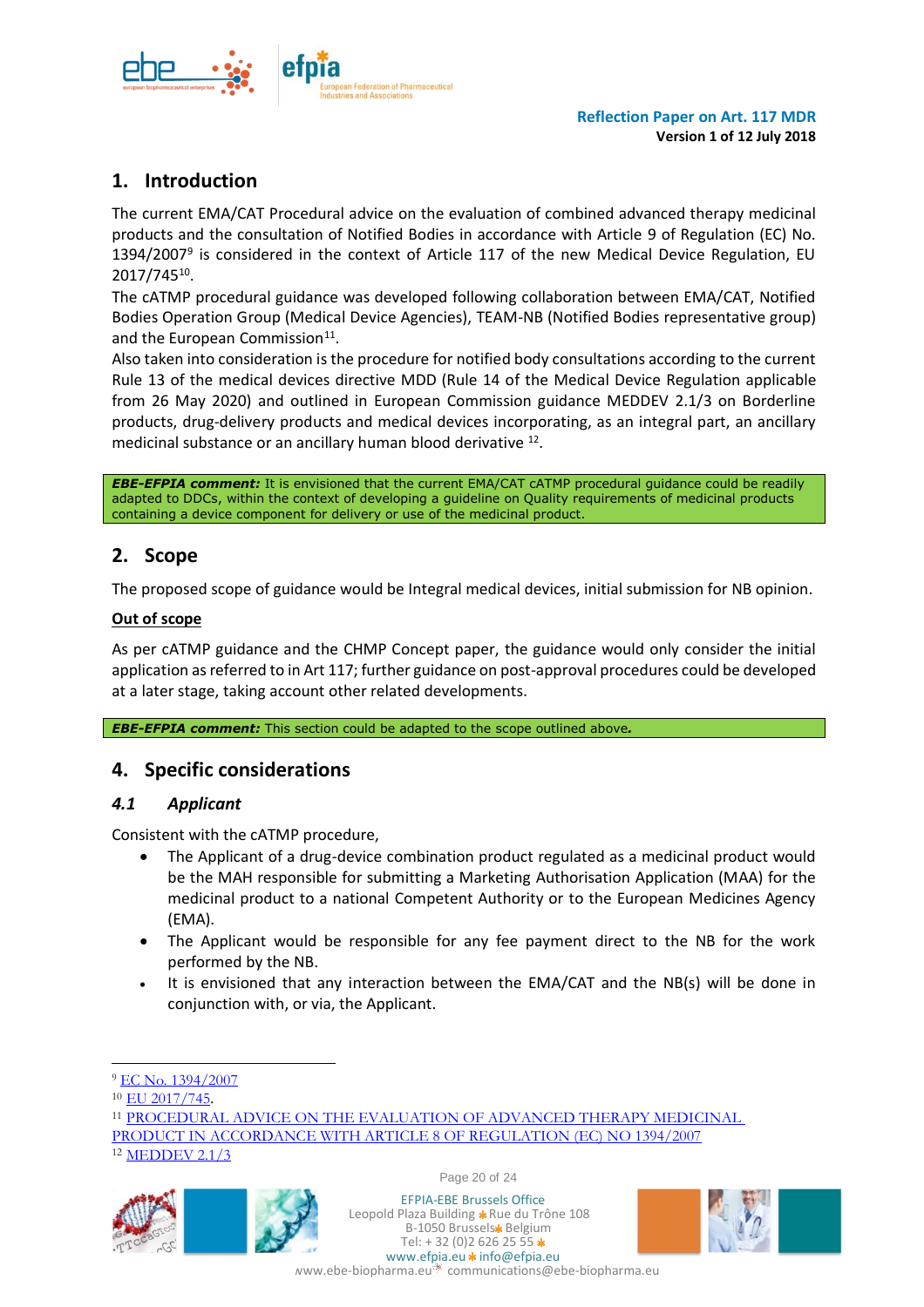## 1. Introduction

The current EMA/CAT Procedural advice on the evaluation of combined advanced therapy medicinal products and the consultation of Notified Bodies in accordance with Article 9 of Regulation (EC) No. 1394/2007[9] is considered in the context of Article 117 of the new Medical Device Regulation, EU 2017/745[10].

The cATMP procedural guidance was developed following collaboration between EMA/CAT, Notified Bodies Operation Group (Medical Device Agencies), TEAM-NB (Notified Bodies representative group) and the European Commission[11].

Also taken into consideration is the procedure for notified body consultations according to the current Rule 13 of the medical devices directive MDD (Rule 14 of the Medical Device Regulation applicable from 26 May 2020) and outlined in European Commission guidance MEDDEV 2.1/3 on Borderline products, drug-delivery products and medical devices incorporating, as an integral part, an ancillary medicinal substance or an ancillary human blood derivative [12].

***EBE-EFPIA comment:*** It is envisioned that the current EMA/CAT cATMP procedural guidance could be readily adapted to DDCs, within the context of developing a guideline on Quality requirements of medicinal products containing a device component for delivery or use of the medicinal product.

## 2. Scope

The proposed scope of guidance would be Integral medical devices, initial submission for NB opinion.

<u>Out of scope</u>

As per cATMP guidance and the CHMP Concept paper, the guidance would only consider the initial application as referred to in Art 117; further guidance on post-approval procedures could be developed at a later stage, taking account other related developments.

***EBE-EFPIA comment:*** This section could be adapted to the scope outlined above*.*

## 4. Specific considerations

### *4.1 Applicant*

Consistent with the cATMP procedure,

- The Applicant of a drug-device combination product regulated as a medicinal product would be the MAH responsible for submitting a Marketing Authorisation Application (MAA) for the medicinal product to a national Competent Authority or to the European Medicines Agency (EMA).
- The Applicant would be responsible for any fee payment direct to the NB for the work performed by the NB.
- It is envisioned that any interaction between the EMA/CAT and the NB(s) will be done in conjunction with, or via, the Applicant.

---

[9] EC No. 1394/2007

[10] EU 2017/745.

[11] PROCEDURAL ADVICE ON THE EVALUATION OF ADVANCED THERAPY MEDICINAL PRODUCT IN ACCORDANCE WITH ARTICLE 8 OF REGULATION (EC) NO 1394/2007

[12] MEDDEV 2.1/3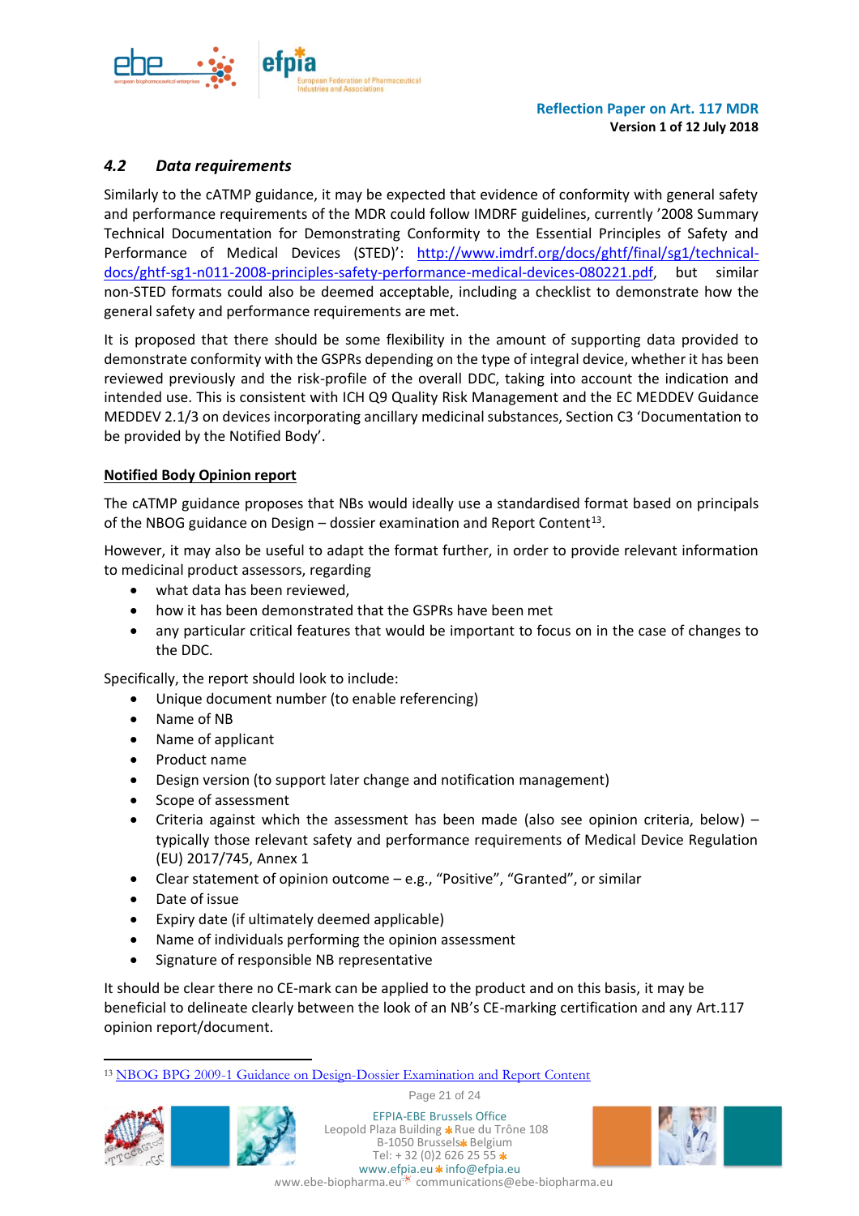### *4.2 Data requirements*

Similarly to the cATMP guidance, it may be expected that evidence of conformity with general safety and performance requirements of the MDR could follow IMDRF guidelines, currently '2008 Summary Technical Documentation for Demonstrating Conformity to the Essential Principles of Safety and Performance of Medical Devices (STED)': [http://www.imdrf.org/docs/ghtf/final/sg1/technical-docs/ghtf-sg1-n011-2008-principles-safety-performance-medical-devices-080221.pdf](http://www.imdrf.org/docs/ghtf/final/sg1/technical-docs/ghtf-sg1-n011-2008-principles-safety-performance-medical-devices-080221.pdf), but similar non-STED formats could also be deemed acceptable, including a checklist to demonstrate how the general safety and performance requirements are met.

It is proposed that there should be some flexibility in the amount of supporting data provided to demonstrate conformity with the GSPRs depending on the type of integral device, whether it has been reviewed previously and the risk-profile of the overall DDC, taking into account the indication and intended use. This is consistent with ICH Q9 Quality Risk Management and the EC MEDDEV Guidance MEDDEV 2.1/3 on devices incorporating ancillary medicinal substances, Section C3 'Documentation to be provided by the Notified Body'.

**Notified Body Opinion report**

The cATMP guidance proposes that NBs would ideally use a standardised format based on principals of the NBOG guidance on Design – dossier examination and Report Content[13].

However, it may also be useful to adapt the format further, in order to provide relevant information to medicinal product assessors, regarding

- what data has been reviewed,
- how it has been demonstrated that the GSPRs have been met
- any particular critical features that would be important to focus on in the case of changes to the DDC.

Specifically, the report should look to include:

- Unique document number (to enable referencing)
- Name of NB
- Name of applicant
- Product name
- Design version (to support later change and notification management)
- Scope of assessment
- Criteria against which the assessment has been made (also see opinion criteria, below) – typically those relevant safety and performance requirements of Medical Device Regulation (EU) 2017/745, Annex 1
- Clear statement of opinion outcome – e.g., "Positive", "Granted", or similar
- Date of issue
- Expiry date (if ultimately deemed applicable)
- Name of individuals performing the opinion assessment
- Signature of responsible NB representative

It should be clear there no CE-mark can be applied to the product and on this basis, it may be beneficial to delineate clearly between the look of an NB's CE-marking certification and any Art.117 opinion report/document.

---

[13] NBOG BPG 2009-1 Guidance on Design-Dossier Examination and Report Content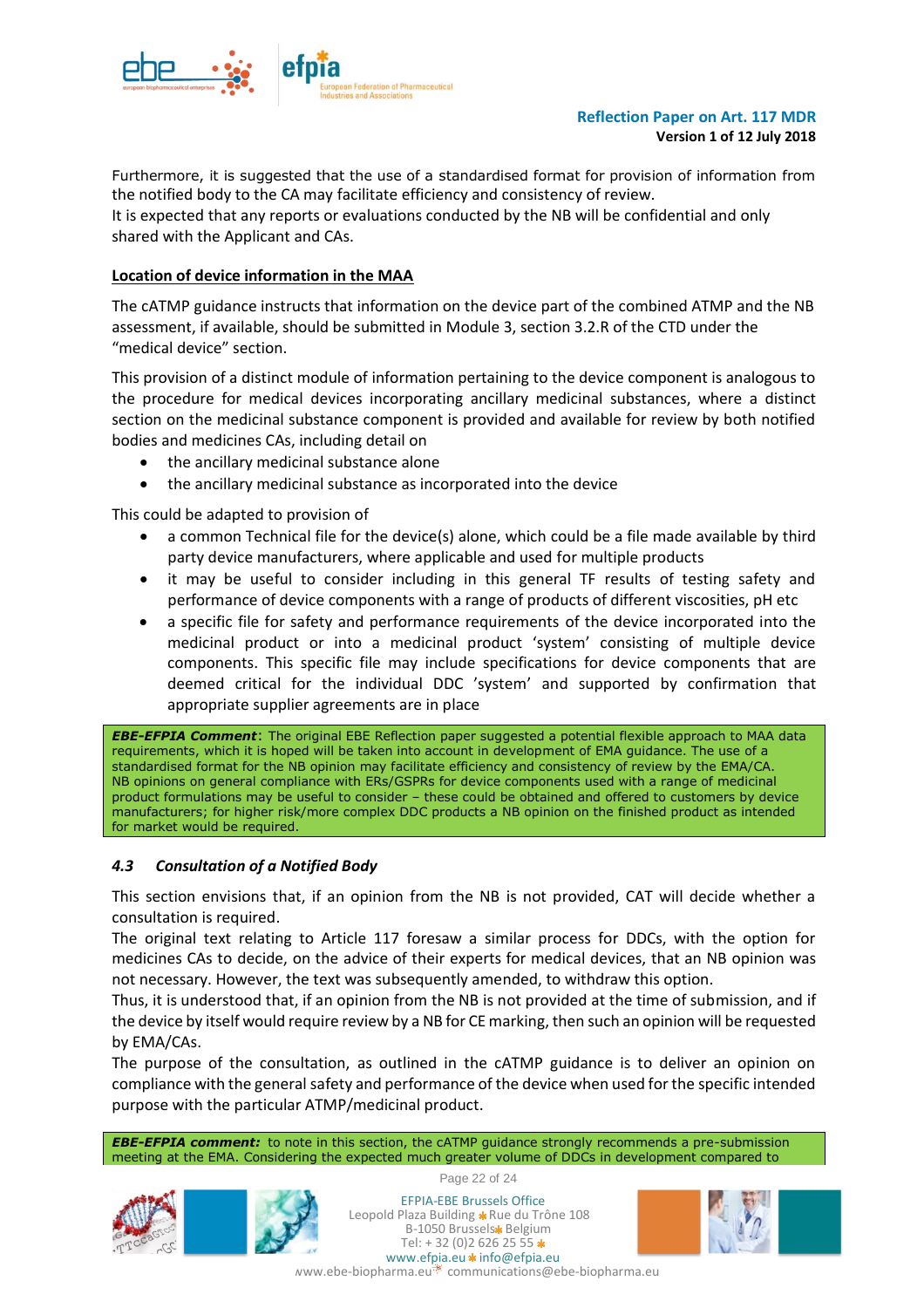Furthermore, it is suggested that the use of a standardised format for provision of information from the notified body to the CA may facilitate efficiency and consistency of review.
It is expected that any reports or evaluations conducted by the NB will be confidential and only shared with the Applicant and CAs.

**Location of device information in the MAA**

The cATMP guidance instructs that information on the device part of the combined ATMP and the NB assessment, if available, should be submitted in Module 3, section 3.2.R of the CTD under the "medical device" section.

This provision of a distinct module of information pertaining to the device component is analogous to the procedure for medical devices incorporating ancillary medicinal substances, where a distinct section on the medicinal substance component is provided and available for review by both notified bodies and medicines CAs, including detail on

- the ancillary medicinal substance alone
- the ancillary medicinal substance as incorporated into the device

This could be adapted to provision of

- a common Technical file for the device(s) alone, which could be a file made available by third party device manufacturers, where applicable and used for multiple products
- it may be useful to consider including in this general TF results of testing safety and performance of device components with a range of products of different viscosities, pH etc
- a specific file for safety and performance requirements of the device incorporated into the medicinal product or into a medicinal product 'system' consisting of multiple device components. This specific file may include specifications for device components that are deemed critical for the individual DDC 'system' and supported by confirmation that appropriate supplier agreements are in place

***EBE-EFPIA Comment***: The original EBE Reflection paper suggested a potential flexible approach to MAA data requirements, which it is hoped will be taken into account in development of EMA guidance. The use of a standardised format for the NB opinion may facilitate efficiency and consistency of review by the EMA/CA. NB opinions on general compliance with ERs/GSPRs for device components used with a range of medicinal product formulations may be useful to consider – these could be obtained and offered to customers by device manufacturers; for higher risk/more complex DDC products a NB opinion on the finished product as intended for market would be required.

### *4.3 Consultation of a Notified Body*

This section envisions that, if an opinion from the NB is not provided, CAT will decide whether a consultation is required.
The original text relating to Article 117 foresaw a similar process for DDCs, with the option for medicines CAs to decide, on the advice of their experts for medical devices, that an NB opinion was not necessary. However, the text was subsequently amended, to withdraw this option.
Thus, it is understood that, if an opinion from the NB is not provided at the time of submission, and if the device by itself would require review by a NB for CE marking, then such an opinion will be requested by EMA/CAs.
The purpose of the consultation, as outlined in the cATMP guidance is to deliver an opinion on compliance with the general safety and performance of the device when used for the specific intended purpose with the particular ATMP/medicinal product.

***EBE-EFPIA comment:*** to note in this section, the cATMP guidance strongly recommends a pre-submission meeting at the EMA. Considering the expected much greater volume of DDCs in development compared to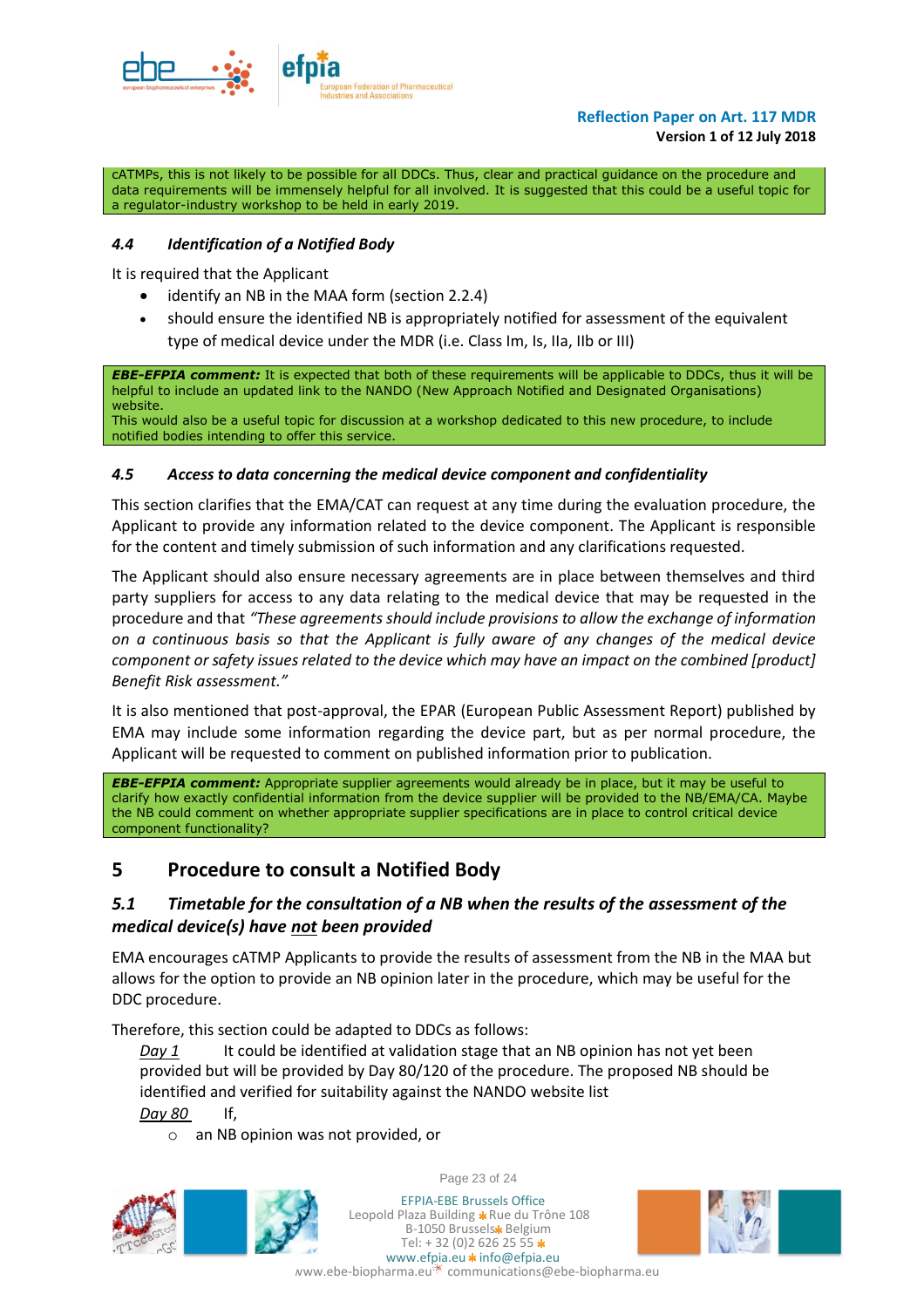cATMPs, this is not likely to be possible for all DDCs. Thus, clear and practical guidance on the procedure and data requirements will be immensely helpful for all involved. It is suggested that this could be a useful topic for a regulator-industry workshop to be held in early 2019.

### *4.4 Identification of a Notified Body*

It is required that the Applicant

- identify an NB in the MAA form (section 2.2.4)
- should ensure the identified NB is appropriately notified for assessment of the equivalent type of medical device under the MDR (i.e. Class Im, Is, IIa, IIb or III)

***EBE-EFPIA comment:*** It is expected that both of these requirements will be applicable to DDCs, thus it will be helpful to include an updated link to the NANDO (New Approach Notified and Designated Organisations) website.
This would also be a useful topic for discussion at a workshop dedicated to this new procedure, to include notified bodies intending to offer this service.

### *4.5 Access to data concerning the medical device component and confidentiality*

This section clarifies that the EMA/CAT can request at any time during the evaluation procedure, the Applicant to provide any information related to the device component. The Applicant is responsible for the content and timely submission of such information and any clarifications requested.

The Applicant should also ensure necessary agreements are in place between themselves and third party suppliers for access to any data relating to the medical device that may be requested in the procedure and that *"These agreements should include provisions to allow the exchange of information on a continuous basis so that the Applicant is fully aware of any changes of the medical device component or safety issues related to the device which may have an impact on the combined [product] Benefit Risk assessment."*

It is also mentioned that post-approval, the EPAR (European Public Assessment Report) published by EMA may include some information regarding the device part, but as per normal procedure, the Applicant will be requested to comment on published information prior to publication.

***EBE-EFPIA comment:*** Appropriate supplier agreements would already be in place, but it may be useful to clarify how exactly confidential information from the device supplier will be provided to the NB/EMA/CA. Maybe the NB could comment on whether appropriate supplier specifications are in place to control critical device component functionality?

## 5 Procedure to consult a Notified Body

### *5.1 Timetable for the consultation of a NB when the results of the assessment of the medical device(s) have __not__ been provided*

EMA encourages cATMP Applicants to provide the results of assessment from the NB in the MAA but allows for the option to provide an NB opinion later in the procedure, which may be useful for the DDC procedure.

Therefore, this section could be adapted to DDCs as follows:

*__Day 1__* It could be identified at validation stage that an NB opinion has not yet been provided but will be provided by Day 80/120 of the procedure. The proposed NB should be identified and verified for suitability against the NANDO website list

*__Day 80__* If,

- an NB opinion was not provided, or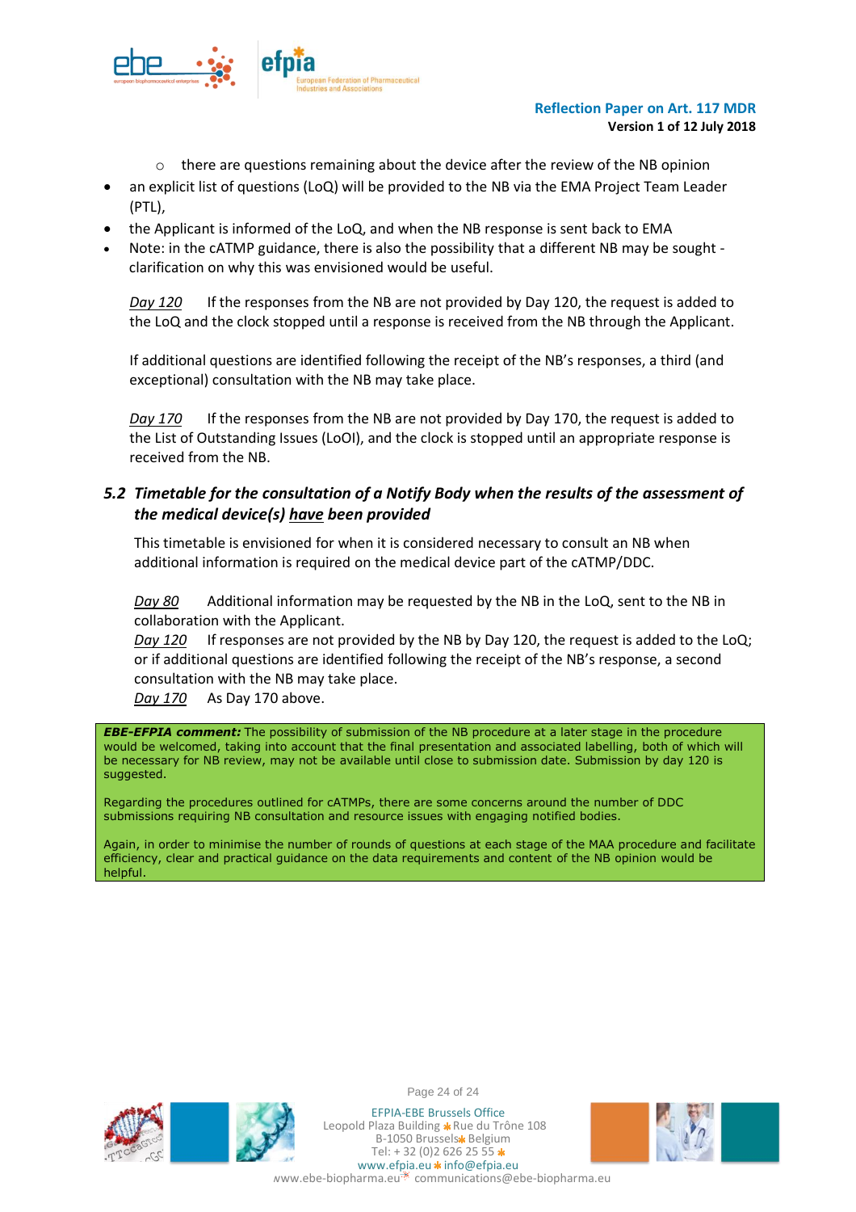- there are questions remaining about the device after the review of the NB opinion
- an explicit list of questions (LoQ) will be provided to the NB via the EMA Project Team Leader (PTL),
- the Applicant is informed of the LoQ, and when the NB response is sent back to EMA
- Note: in the cATMP guidance, there is also the possibility that a different NB may be sought - clarification on why this was envisioned would be useful.

Day 120 If the responses from the NB are not provided by Day 120, the request is added to the LoQ and the clock stopped until a response is received from the NB through the Applicant.

If additional questions are identified following the receipt of the NB's responses, a third (and exceptional) consultation with the NB may take place.

Day 170 If the responses from the NB are not provided by Day 170, the request is added to the List of Outstanding Issues (LoOI), and the clock is stopped until an appropriate response is received from the NB.

### 5.2 Timetable for the consultation of a Notify Body when the results of the assessment of the medical device(s) have been provided

This timetable is envisioned for when it is considered necessary to consult an NB when additional information is required on the medical device part of the cATMP/DDC.

Day 80 Additional information may be requested by the NB in the LoQ, sent to the NB in collaboration with the Applicant.
Day 120 If responses are not provided by the NB by Day 120, the request is added to the LoQ; or if additional questions are identified following the receipt of the NB's response, a second consultation with the NB may take place.
Day 170 As Day 170 above.

***EBE-EFPIA comment:*** The possibility of submission of the NB procedure at a later stage in the procedure would be welcomed, taking into account that the final presentation and associated labelling, both of which will be necessary for NB review, may not be available until close to submission date. Submission by day 120 is suggested.

Regarding the procedures outlined for cATMPs, there are some concerns around the number of DDC submissions requiring NB consultation and resource issues with engaging notified bodies.

Again, in order to minimise the number of rounds of questions at each stage of the MAA procedure and facilitate efficiency, clear and practical guidance on the data requirements and content of the NB opinion would be helpful.